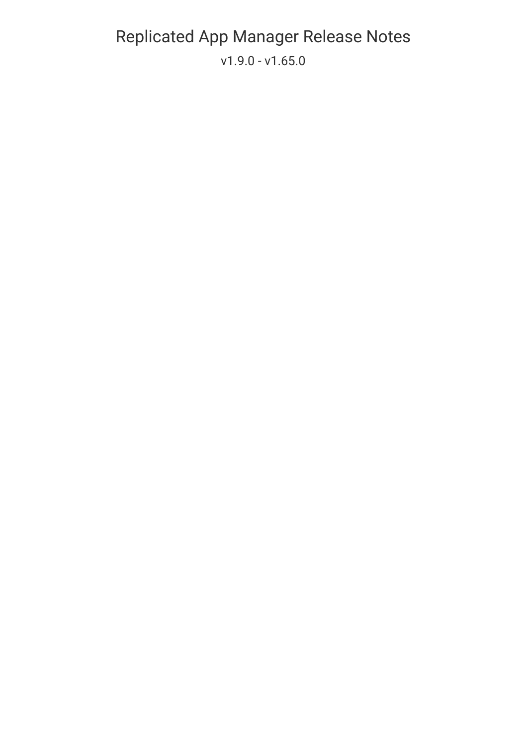# Replicated App Manager Release Notes

v1.9.0 - v1.65.0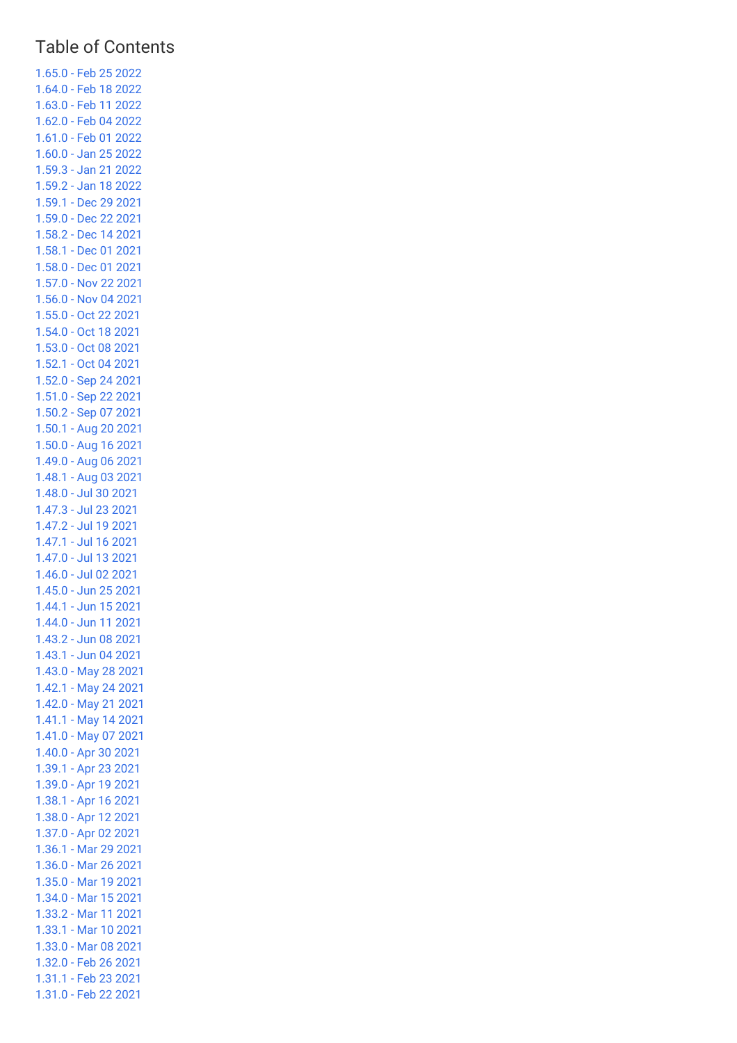## Table of Contents

- 1.65.0 - Feb 25 2022
- 1.64.0 - Feb 18 2022
- 1.63.0 - Feb 11 2022
- 1.62.0 - Feb 04 2022
- 1.61.0 - Feb 01 2022
- 1.60.0 - Jan 25 2022
- 1.59.3 - Jan 21 2022
- 1.59.2 - Jan 18 2022
- 1.59.1 - Dec 29 2021
- 1.59.0 - Dec 22 2021
- 1.58.2 - Dec 14 2021
- 1.58.1 - Dec 01 2021
- 1.58.0 - Dec 01 2021
- 1.57.0 - Nov 22 2021
- 1.56.0 - Nov 04 2021
- 1.55.0 - Oct 22 2021
- 1.54.0 - Oct 18 2021
- 1.53.0 - Oct 08 2021
- 1.52.1 - Oct 04 2021
- 1.52.0 - Sep 24 2021
- 1.51.0 - Sep 22 2021
- 1.50.2 - Sep 07 2021
- 1.50.1 - Aug 20 2021
- 1.50.0 - Aug 16 2021
- 1.49.0 - Aug 06 2021
- 1.48.1 - Aug 03 2021
- 1.48.0 - Jul 30 2021
- 1.47.3 - Jul 23 2021
- 1.47.2 - Jul 19 2021
- 1.47.1 - Jul 16 2021
- 1.47.0 - Jul 13 2021
- 1.46.0 - Jul 02 2021
- 1.45.0 - Jun 25 2021
- 1.44.1 - Jun 15 2021
- 1.44.0 - Jun 11 2021
- 1.43.2 - Jun 08 2021
- 1.43.1 - Jun 04 2021
- 1.43.0 - May 28 2021
- 1.42.1 - May 24 2021
- 1.42.0 - May 21 2021
- 1.41.1 - May 14 2021
- 1.41.0 - May 07 2021
- 1.40.0 - Apr 30 2021
- 1.39.1 - Apr 23 2021
- 1.39.0 - Apr 19 2021
- 1.38.1 - Apr 16 2021
- 1.38.0 - Apr 12 2021
- 1.37.0 - Apr 02 2021
- 1.36.1 - Mar 29 2021
- 1.36.0 - Mar 26 2021
- 1.35.0 - Mar 19 2021
- 1.34.0 - Mar 15 2021
- 1.33.2 - Mar 11 2021
- 1.33.1 - Mar 10 2021
- 1.33.0 - Mar 08 2021
- 1.32.0 - Feb 26 2021
- 1.31.1 - Feb 23 2021
- 1.31.0 - Feb 22 2021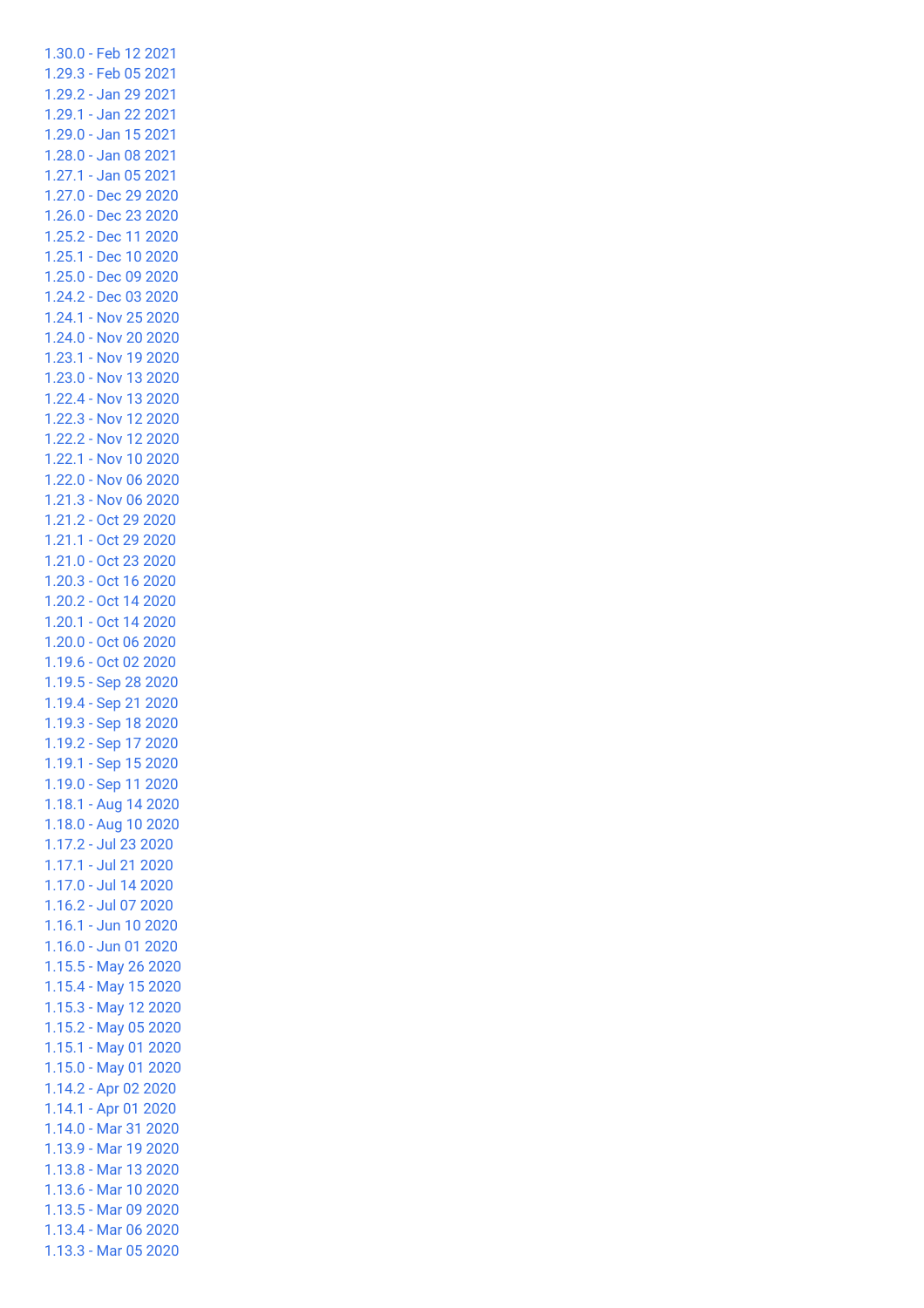1.30.0 - Feb 12 2021
1.29.3 - Feb 05 2021
1.29.2 - Jan 29 2021
1.29.1 - Jan 22 2021
1.29.0 - Jan 15 2021
1.28.0 - Jan 08 2021
1.27.1 - Jan 05 2021
1.27.0 - Dec 29 2020
1.26.0 - Dec 23 2020
1.25.2 - Dec 11 2020
1.25.1 - Dec 10 2020
1.25.0 - Dec 09 2020
1.24.2 - Dec 03 2020
1.24.1 - Nov 25 2020
1.24.0 - Nov 20 2020
1.23.1 - Nov 19 2020
1.23.0 - Nov 13 2020
1.22.4 - Nov 13 2020
1.22.3 - Nov 12 2020
1.22.2 - Nov 12 2020
1.22.1 - Nov 10 2020
1.22.0 - Nov 06 2020
1.21.3 - Nov 06 2020
1.21.2 - Oct 29 2020
1.21.1 - Oct 29 2020
1.21.0 - Oct 23 2020
1.20.3 - Oct 16 2020
1.20.2 - Oct 14 2020
1.20.1 - Oct 14 2020
1.20.0 - Oct 06 2020
1.19.6 - Oct 02 2020
1.19.5 - Sep 28 2020
1.19.4 - Sep 21 2020
1.19.3 - Sep 18 2020
1.19.2 - Sep 17 2020
1.19.1 - Sep 15 2020
1.19.0 - Sep 11 2020
1.18.1 - Aug 14 2020
1.18.0 - Aug 10 2020
1.17.2 - Jul 23 2020
1.17.1 - Jul 21 2020
1.17.0 - Jul 14 2020
1.16.2 - Jul 07 2020
1.16.1 - Jun 10 2020
1.16.0 - Jun 01 2020
1.15.5 - May 26 2020
1.15.4 - May 15 2020
1.15.3 - May 12 2020
1.15.2 - May 05 2020
1.15.1 - May 01 2020
1.15.0 - May 01 2020
1.14.2 - Apr 02 2020
1.14.1 - Apr 01 2020
1.14.0 - Mar 31 2020
1.13.9 - Mar 19 2020
1.13.8 - Mar 13 2020
1.13.6 - Mar 10 2020
1.13.5 - Mar 09 2020
1.13.4 - Mar 06 2020
1.13.3 - Mar 05 2020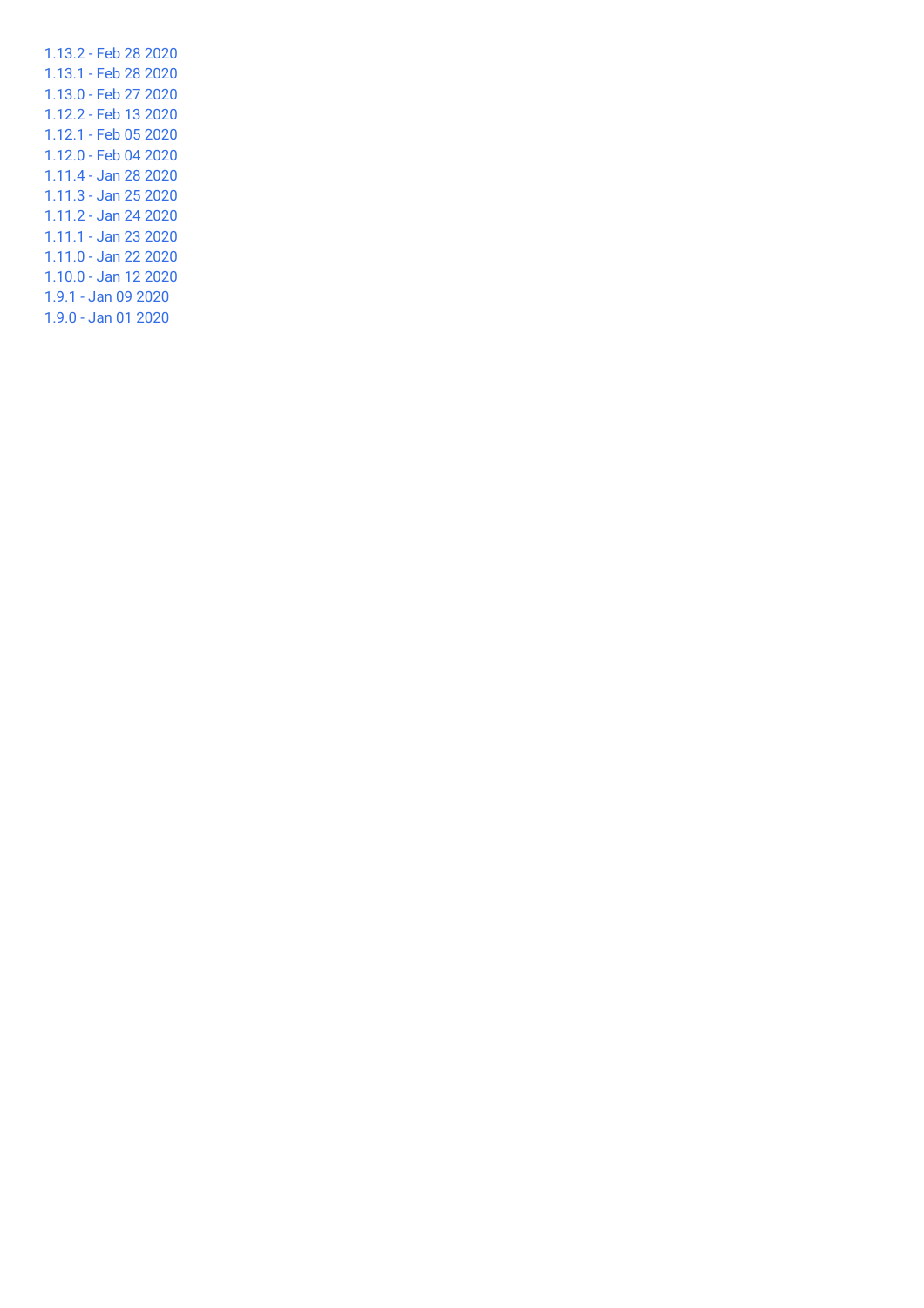1.13.2 - Feb 28 2020
1.13.1 - Feb 28 2020
1.13.0 - Feb 27 2020
1.12.2 - Feb 13 2020
1.12.1 - Feb 05 2020
1.12.0 - Feb 04 2020
1.11.4 - Jan 28 2020
1.11.3 - Jan 25 2020
1.11.2 - Jan 24 2020
1.11.1 - Jan 23 2020
1.11.0 - Jan 22 2020
1.10.0 - Jan 12 2020
1.9.1 - Jan 09 2020
1.9.0 - Jan 01 2020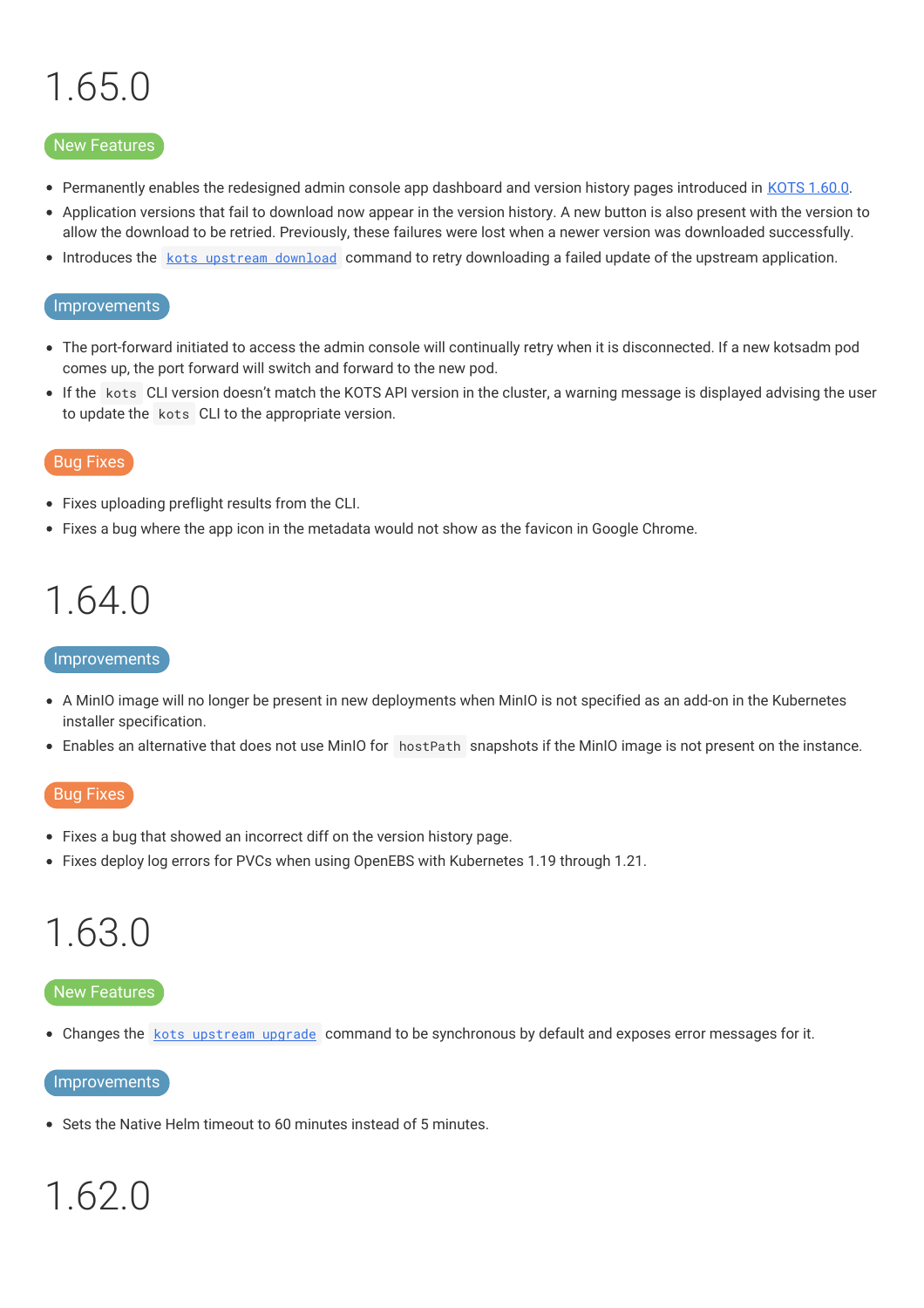# 1.65.0

### New Features

- Permanently enables the redesigned admin console app dashboard and version history pages introduced in [KOTS 1.60.0](#).
- Application versions that fail to download now appear in the version history. A new button is also present with the version to allow the download to be retried. Previously, these failures were lost when a newer version was downloaded successfully.
- Introduces the [`kots upstream download`](#) command to retry downloading a failed update of the upstream application.

### Improvements

- The port-forward initiated to access the admin console will continually retry when it is disconnected. If a new kotsadm pod comes up, the port forward will switch and forward to the new pod.
- If the `kots` CLI version doesn't match the KOTS API version in the cluster, a warning message is displayed advising the user to update the `kots` CLI to the appropriate version.

### Bug Fixes

- Fixes uploading preflight results from the CLI.
- Fixes a bug where the app icon in the metadata would not show as the favicon in Google Chrome.

# 1.64.0

### Improvements

- A MinIO image will no longer be present in new deployments when MinIO is not specified as an add-on in the Kubernetes installer specification.
- Enables an alternative that does not use MinIO for `hostPath` snapshots if the MinIO image is not present on the instance.

### Bug Fixes

- Fixes a bug that showed an incorrect diff on the version history page.
- Fixes deploy log errors for PVCs when using OpenEBS with Kubernetes 1.19 through 1.21.

# 1.63.0

### New Features

- Changes the [`kots upstream upgrade`](#) command to be synchronous by default and exposes error messages for it.

### Improvements

- Sets the Native Helm timeout to 60 minutes instead of 5 minutes.

# 1.62.0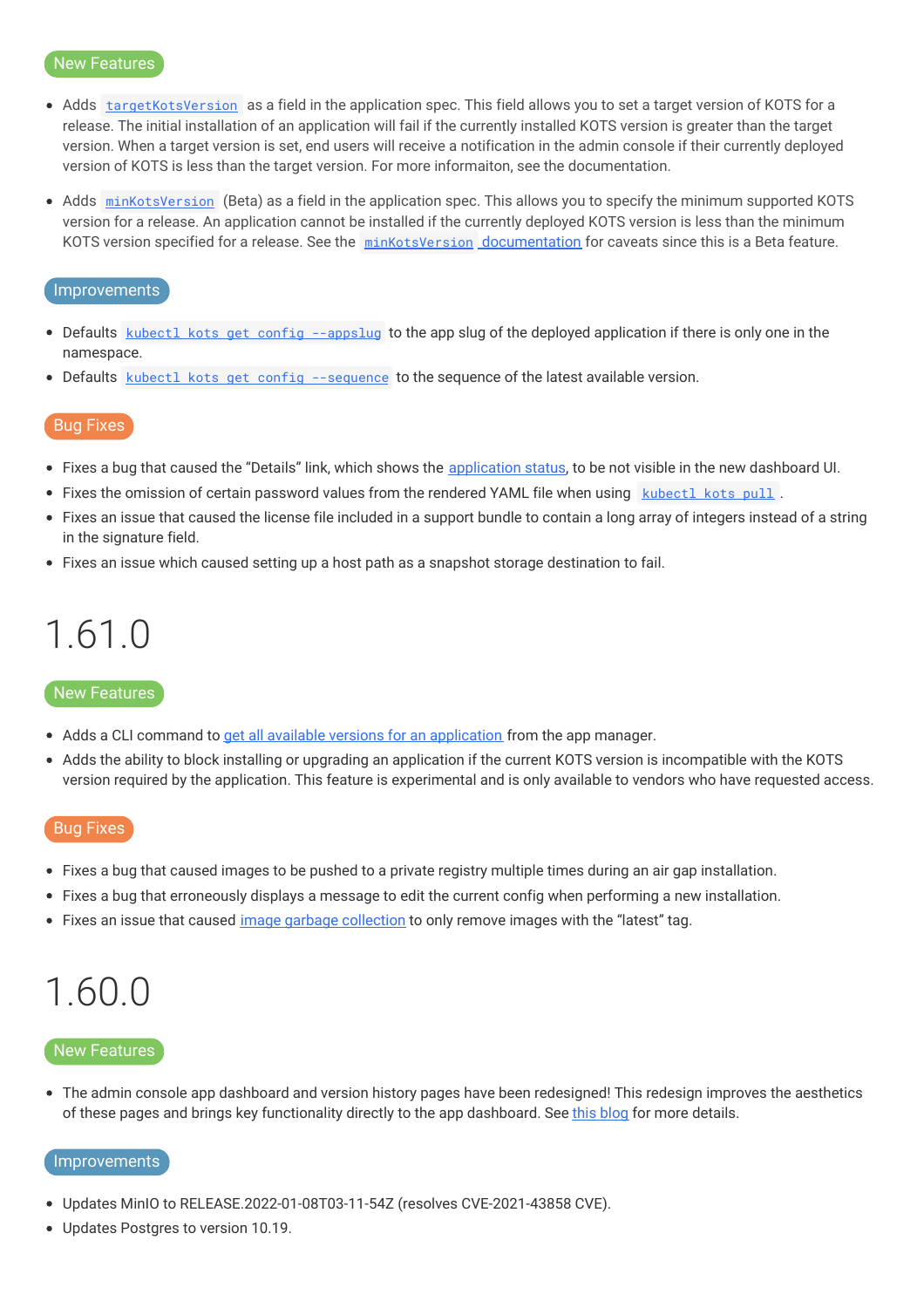### New Features

- Adds `targetKotsVersion` as a field in the application spec. This field allows you to set a target version of KOTS for a release. The initial installation of an application will fail if the currently installed KOTS version is greater than the target version. When a target version is set, end users will receive a notification in the admin console if their currently deployed version of KOTS is less than the target version. For more informaiton, see the documentation.

- Adds `minKotsVersion` (Beta) as a field in the application spec. This allows you to specify the minimum supported KOTS version for a release. An application cannot be installed if the currently deployed KOTS version is less than the minimum KOTS version specified for a release. See the `minKotsVersion` documentation for caveats since this is a Beta feature.

### Improvements

- Defaults `kubectl kots get config --appslug` to the app slug of the deployed application if there is only one in the namespace.
- Defaults `kubectl kots get config --sequence` to the sequence of the latest available version.

### Bug Fixes

- Fixes a bug that caused the "Details" link, which shows the application status, to be not visible in the new dashboard UI.
- Fixes the omission of certain password values from the rendered YAML file when using `kubectl kots pull`.
- Fixes an issue that caused the license file included in a support bundle to contain a long array of integers instead of a string in the signature field.
- Fixes an issue which caused setting up a host path as a snapshot storage destination to fail.

# 1.61.0

### New Features

- Adds a CLI command to get all available versions for an application from the app manager.
- Adds the ability to block installing or upgrading an application if the current KOTS version is incompatible with the KOTS version required by the application. This feature is experimental and is only available to vendors who have requested access.

### Bug Fixes

- Fixes a bug that caused images to be pushed to a private registry multiple times during an air gap installation.
- Fixes a bug that erroneously displays a message to edit the current config when performing a new installation.
- Fixes an issue that caused image garbage collection to only remove images with the "latest" tag.

# 1.60.0

### New Features

- The admin console app dashboard and version history pages have been redesigned! This redesign improves the aesthetics of these pages and brings key functionality directly to the app dashboard. See this blog for more details.

### Improvements

- Updates MinIO to RELEASE.2022-01-08T03-11-54Z (resolves CVE-2021-43858 CVE).
- Updates Postgres to version 10.19.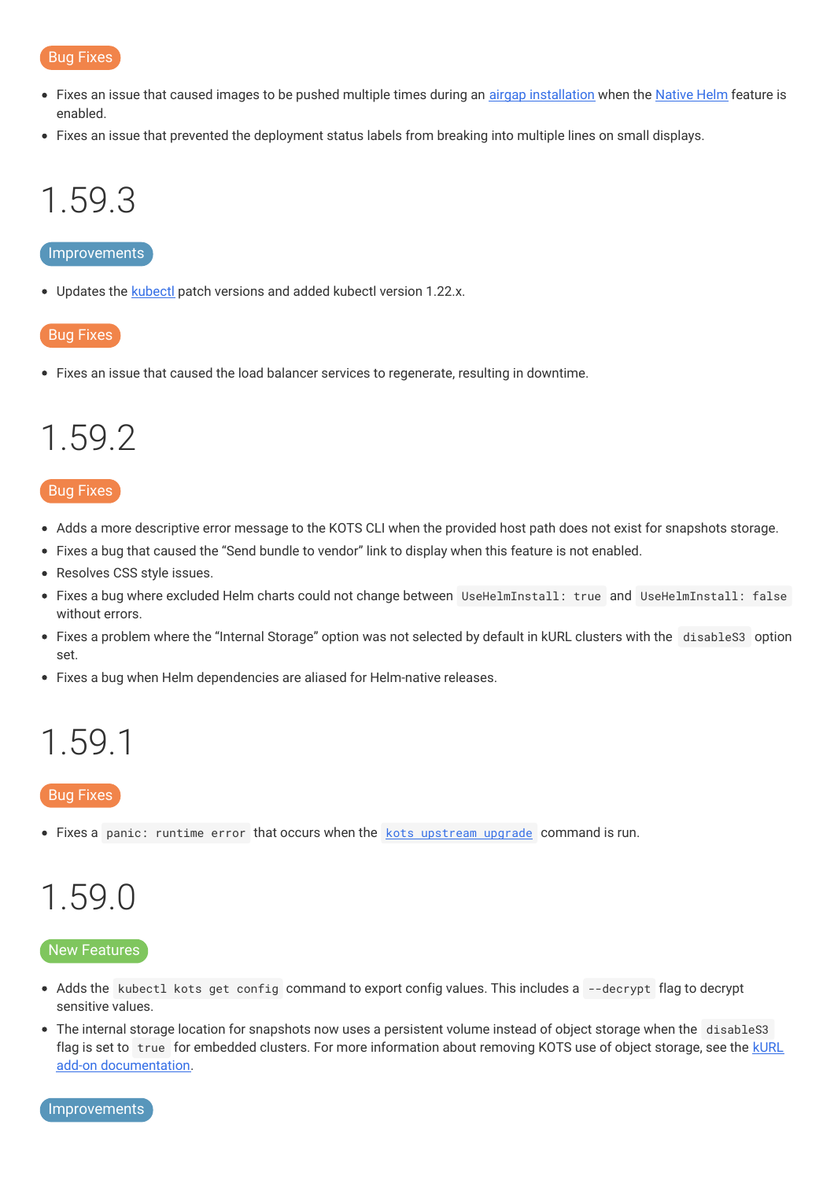### Bug Fixes

- Fixes an issue that caused images to be pushed multiple times during an [airgap installation](#) when the [Native Helm](#) feature is enabled.
- Fixes an issue that prevented the deployment status labels from breaking into multiple lines on small displays.

## 1.59.3

### Improvements

- Updates the [kubectl](#) patch versions and added kubectl version 1.22.x.

### Bug Fixes

- Fixes an issue that caused the load balancer services to regenerate, resulting in downtime.

## 1.59.2

### Bug Fixes

- Adds a more descriptive error message to the KOTS CLI when the provided host path does not exist for snapshots storage.
- Fixes a bug that caused the "Send bundle to vendor" link to display when this feature is not enabled.
- Resolves CSS style issues.
- Fixes a bug where excluded Helm charts could not change between `UseHelmInstall: true` and `UseHelmInstall: false` without errors.
- Fixes a problem where the "Internal Storage" option was not selected by default in kURL clusters with the `disableS3` option set.
- Fixes a bug when Helm dependencies are aliased for Helm-native releases.

## 1.59.1

### Bug Fixes

- Fixes a `panic: runtime error` that occurs when the [`kots upstream upgrade`](#) command is run.

## 1.59.0

### New Features

- Adds the `kubectl kots get config` command to export config values. This includes a `--decrypt` flag to decrypt sensitive values.
- The internal storage location for snapshots now uses a persistent volume instead of object storage when the `disableS3` flag is set to `true` for embedded clusters. For more information about removing KOTS use of object storage, see the [kURL add-on documentation](#).

### Improvements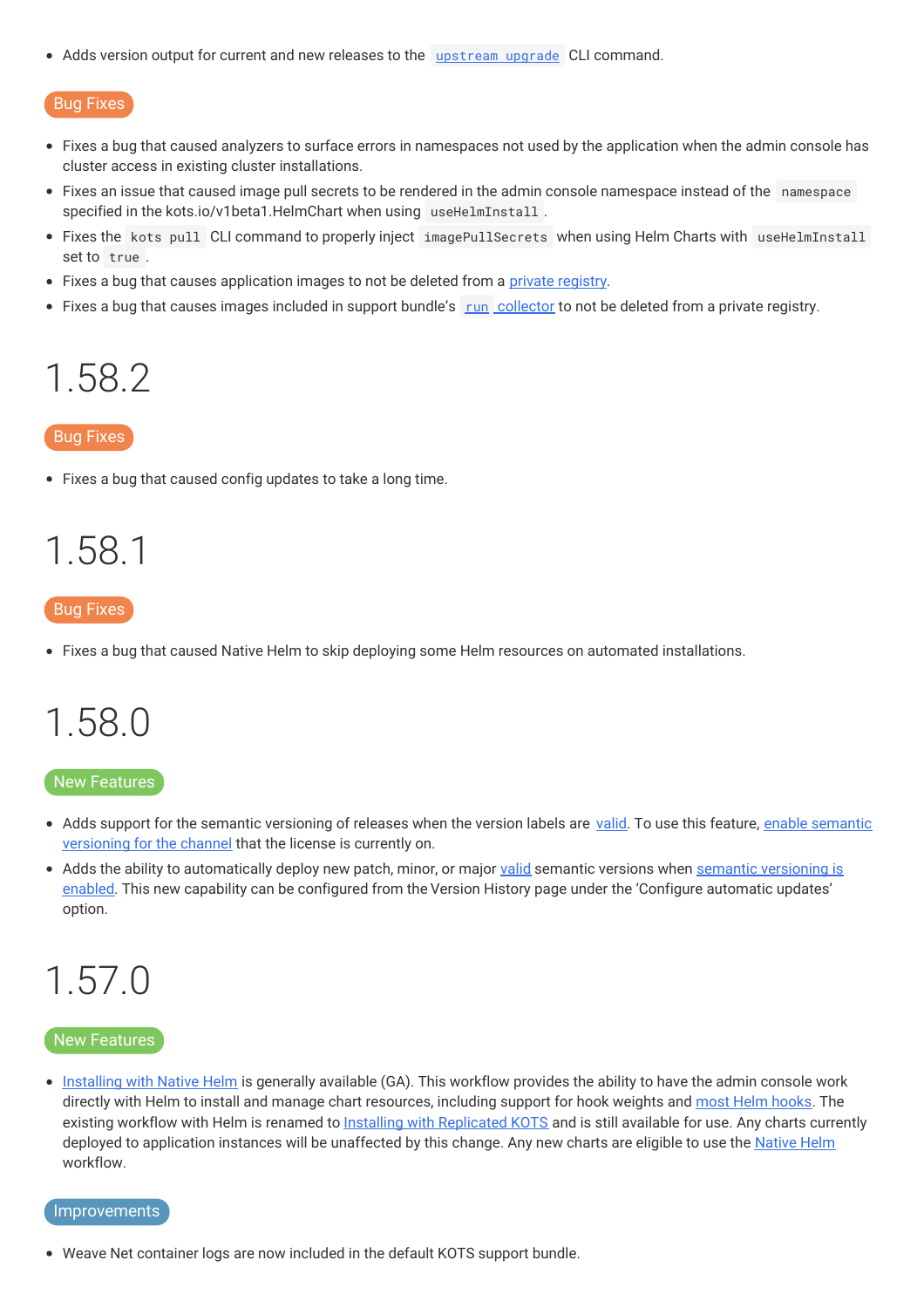- Adds version output for current and new releases to the `upstream upgrade` CLI command.

Bug Fixes

- Fixes a bug that caused analyzers to surface errors in namespaces not used by the application when the admin console has cluster access in existing cluster installations.
- Fixes an issue that caused image pull secrets to be rendered in the admin console namespace instead of the `namespace` specified in the kots.io/v1beta1.HelmChart when using `useHelmInstall`.
- Fixes the `kots pull` CLI command to properly inject `imagePullSecrets` when using Helm Charts with `useHelmInstall` set to `true`.
- Fixes a bug that causes application images to not be deleted from a private registry.
- Fixes a bug that causes images included in support bundle's `run` collector to not be deleted from a private registry.

# 1.58.2

Bug Fixes

- Fixes a bug that caused config updates to take a long time.

# 1.58.1

Bug Fixes

- Fixes a bug that caused Native Helm to skip deploying some Helm resources on automated installations.

# 1.58.0

New Features

- Adds support for the semantic versioning of releases when the version labels are valid. To use this feature, enable semantic versioning for the channel that the license is currently on.
- Adds the ability to automatically deploy new patch, minor, or major valid semantic versions when semantic versioning is enabled. This new capability can be configured from the Version History page under the 'Configure automatic updates' option.

# 1.57.0

New Features

- Installing with Native Helm is generally available (GA). This workflow provides the ability to have the admin console work directly with Helm to install and manage chart resources, including support for hook weights and most Helm hooks. The existing workflow with Helm is renamed to Installing with Replicated KOTS and is still available for use. Any charts currently deployed to application instances will be unaffected by this change. Any new charts are eligible to use the Native Helm workflow.

Improvements

- Weave Net container logs are now included in the default KOTS support bundle.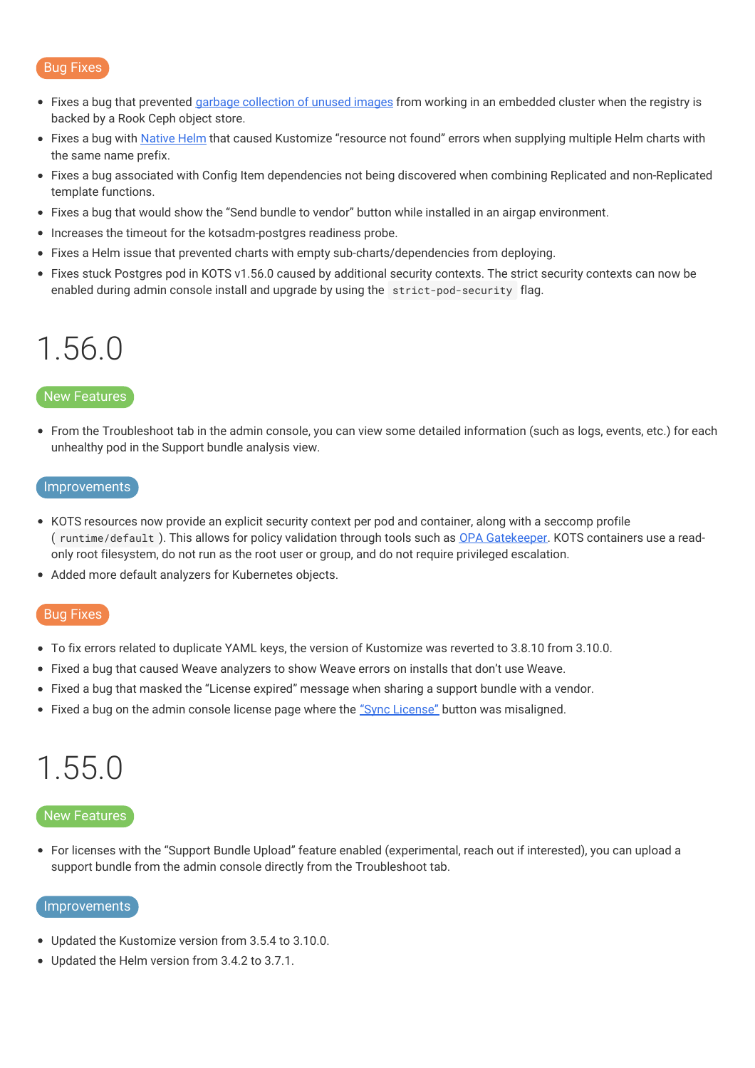### Bug Fixes

- Fixes a bug that prevented [garbage collection of unused images]() from working in an embedded cluster when the registry is backed by a Rook Ceph object store.
- Fixes a bug with [Native Helm]() that caused Kustomize “resource not found” errors when supplying multiple Helm charts with the same name prefix.
- Fixes a bug associated with Config Item dependencies not being discovered when combining Replicated and non-Replicated template functions.
- Fixes a bug that would show the “Send bundle to vendor” button while installed in an airgap environment.
- Increases the timeout for the kotsadm-postgres readiness probe.
- Fixes a Helm issue that prevented charts with empty sub-charts/dependencies from deploying.
- Fixes stuck Postgres pod in KOTS v1.56.0 caused by additional security contexts. The strict security contexts can now be enabled during admin console install and upgrade by using the `strict-pod-security` flag.

# 1.56.0

### New Features

- From the Troubleshoot tab in the admin console, you can view some detailed information (such as logs, events, etc.) for each unhealthy pod in the Support bundle analysis view.

### Improvements

- KOTS resources now provide an explicit security context per pod and container, along with a seccomp profile ( `runtime/default` ). This allows for policy validation through tools such as [OPA Gatekeeper](). KOTS containers use a read-only root filesystem, do not run as the root user or group, and do not require privileged escalation.
- Added more default analyzers for Kubernetes objects.

### Bug Fixes

- To fix errors related to duplicate YAML keys, the version of Kustomize was reverted to 3.8.10 from 3.10.0.
- Fixed a bug that caused Weave analyzers to show Weave errors on installs that don’t use Weave.
- Fixed a bug that masked the “License expired” message when sharing a support bundle with a vendor.
- Fixed a bug on the admin console license page where the [“Sync License”]() button was misaligned.

# 1.55.0

### New Features

- For licenses with the “Support Bundle Upload” feature enabled (experimental, reach out if interested), you can upload a support bundle from the admin console directly from the Troubleshoot tab.

### Improvements

- Updated the Kustomize version from 3.5.4 to 3.10.0.
- Updated the Helm version from 3.4.2 to 3.7.1.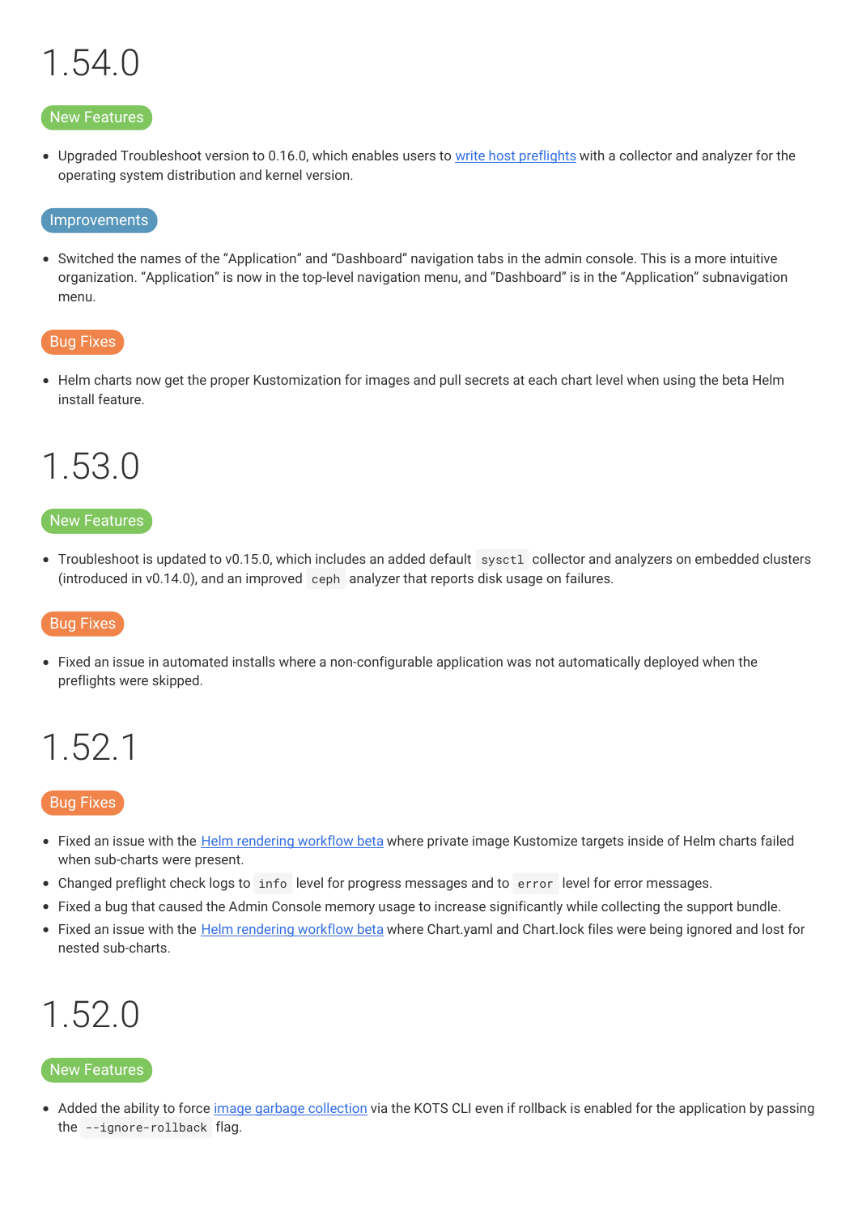# 1.54.0

### New Features

- Upgraded Troubleshoot version to 0.16.0, which enables users to [write host preflights]() with a collector and analyzer for the operating system distribution and kernel version.

### Improvements

- Switched the names of the “Application” and “Dashboard” navigation tabs in the admin console. This is a more intuitive organization. “Application” is now in the top-level navigation menu, and “Dashboard” is in the “Application” subnavigation menu.

### Bug Fixes

- Helm charts now get the proper Kustomization for images and pull secrets at each chart level when using the beta Helm install feature.

# 1.53.0

### New Features

- Troubleshoot is updated to v0.15.0, which includes an added default `sysctl` collector and analyzers on embedded clusters (introduced in v0.14.0), and an improved `ceph` analyzer that reports disk usage on failures.

### Bug Fixes

- Fixed an issue in automated installs where a non-configurable application was not automatically deployed when the preflights were skipped.

# 1.52.1

### Bug Fixes

- Fixed an issue with the [Helm rendering workflow beta]() where private image Kustomize targets inside of Helm charts failed when sub-charts were present.
- Changed preflight check logs to `info` level for progress messages and to `error` level for error messages.
- Fixed a bug that caused the Admin Console memory usage to increase significantly while collecting the support bundle.
- Fixed an issue with the [Helm rendering workflow beta]() where Chart.yaml and Chart.lock files were being ignored and lost for nested sub-charts.

# 1.52.0

### New Features

- Added the ability to force [image garbage collection]() via the KOTS CLI even if rollback is enabled for the application by passing the `--ignore-rollback` flag.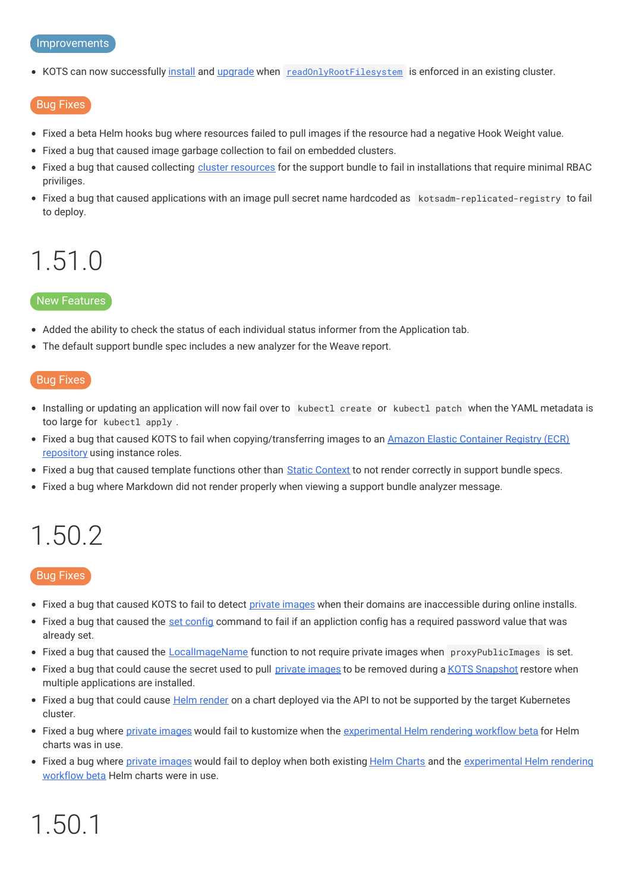### Improvements

- KOTS can now successfully install and upgrade when `readOnlyRootFilesystem` is enforced in an existing cluster.

### Bug Fixes

- Fixed a beta Helm hooks bug where resources failed to pull images if the resource had a negative Hook Weight value.
- Fixed a bug that caused image garbage collection to fail on embedded clusters.
- Fixed a bug that caused collecting cluster resources for the support bundle to fail in installations that require minimal RBAC priviliges.
- Fixed a bug that caused applications with an image pull secret name hardcoded as `kotsadm-replicated-registry` to fail to deploy.

## 1.51.0

### New Features

- Added the ability to check the status of each individual status informer from the Application tab.
- The default support bundle spec includes a new analyzer for the Weave report.

### Bug Fixes

- Installing or updating an application will now fail over to `kubectl create` or `kubectl patch` when the YAML metadata is too large for `kubectl apply`.
- Fixed a bug that caused KOTS to fail when copying/transferring images to an Amazon Elastic Container Registry (ECR) repository using instance roles.
- Fixed a bug that caused template functions other than Static Context to not render correctly in support bundle specs.
- Fixed a bug where Markdown did not render properly when viewing a support bundle analyzer message.

## 1.50.2

### Bug Fixes

- Fixed a bug that caused KOTS to fail to detect private images when their domains are inaccessible during online installs.
- Fixed a bug that caused the set config command to fail if an appliction config has a required password value that was already set.
- Fixed a bug that caused the LocalImageName function to not require private images when `proxyPublicImages` is set.
- Fixed a bug that could cause the secret used to pull private images to be removed during a KOTS Snapshot restore when multiple applications are installed.
- Fixed a bug that could cause Helm render on a chart deployed via the API to not be supported by the target Kubernetes cluster.
- Fixed a bug where private images would fail to kustomize when the experimental Helm rendering workflow beta for Helm charts was in use.
- Fixed a bug where private images would fail to deploy when both existing Helm Charts and the experimental Helm rendering workflow beta Helm charts were in use.

## 1.50.1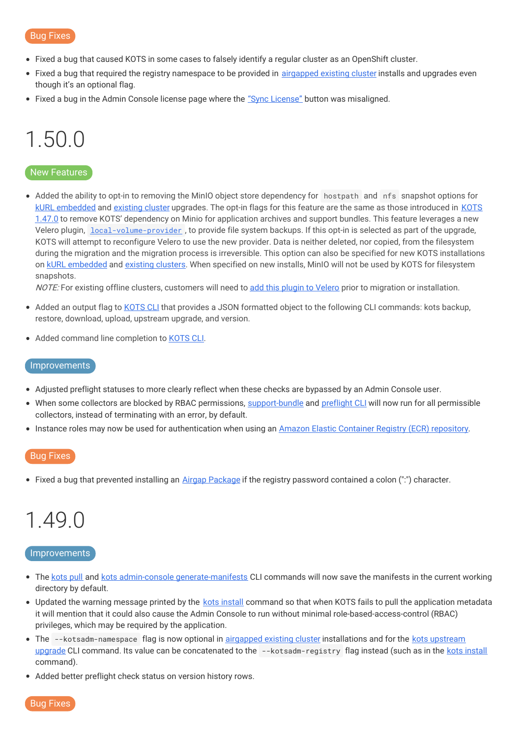### Bug Fixes

- Fixed a bug that caused KOTS in some cases to falsely identify a regular cluster as an OpenShift cluster.
- Fixed a bug that required the registry namespace to be provided in airgapped existing cluster installs and upgrades even though it's an optional flag.
- Fixed a bug in the Admin Console license page where the "Sync License" button was misaligned.

## 1.50.0

### New Features

- Added the ability to opt-in to removing the MinIO object store dependency for `hostpath` and `nfs` snapshot options for kURL embedded and existing cluster upgrades. The opt-in flags for this feature are the same as those introduced in KOTS 1.47.0 to remove KOTS' dependency on Minio for application archives and support bundles. This feature leverages a new Velero plugin, `local-volume-provider`, to provide file system backups. If this opt-in is selected as part of the upgrade, KOTS will attempt to reconfigure Velero to use the new provider. Data is neither deleted, nor copied, from the filesystem during the migration and the migration process is irreversible. This option can also be specified for new KOTS installations on kURL embedded and existing clusters. When specified on new installs, MinIO will not be used by KOTS for filesystem snapshots.
  *NOTE:* For existing offline clusters, customers will need to add this plugin to Velero prior to migration or installation.

- Added an output flag to KOTS CLI that provides a JSON formatted object to the following CLI commands: kots backup, restore, download, upload, upstream upgrade, and version.

- Added command line completion to KOTS CLI.

### Improvements

- Adjusted preflight statuses to more clearly reflect when these checks are bypassed by an Admin Console user.
- When some collectors are blocked by RBAC permissions, support-bundle and preflight CLI will now run for all permissible collectors, instead of terminating with an error, by default.
- Instance roles may now be used for authentication when using an Amazon Elastic Container Registry (ECR) repository.

### Bug Fixes

- Fixed a bug that prevented installing an Airgap Package if the registry password contained a colon (":") character.

## 1.49.0

### Improvements

- The kots pull and kots admin-console generate-manifests CLI commands will now save the manifests in the current working directory by default.
- Updated the warning message printed by the kots install command so that when KOTS fails to pull the application metadata it will mention that it could also cause the Admin Console to run without minimal role-based-access-control (RBAC) privileges, which may be required by the application.
- The `--kotsadm-namespace` flag is now optional in airgapped existing cluster installations and for the kots upstream upgrade CLI command. Its value can be concatenated to the `--kotsadm-registry` flag instead (such as in the kots install command).
- Added better preflight check status on version history rows.

### Bug Fixes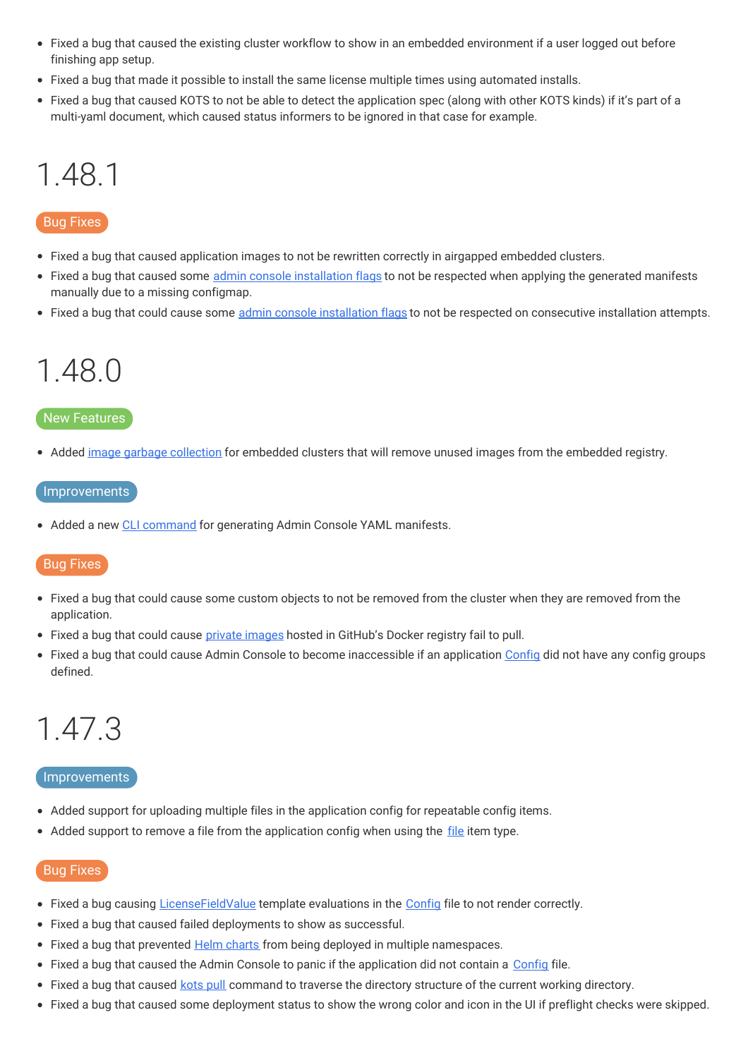- Fixed a bug that caused the existing cluster workflow to show in an embedded environment if a user logged out before finishing app setup.
- Fixed a bug that made it possible to install the same license multiple times using automated installs.
- Fixed a bug that caused KOTS to not be able to detect the application spec (along with other KOTS kinds) if it's part of a multi-yaml document, which caused status informers to be ignored in that case for example.

# 1.48.1

## Bug Fixes

- Fixed a bug that caused application images to not be rewritten correctly in airgapped embedded clusters.
- Fixed a bug that caused some admin console installation flags to not be respected when applying the generated manifests manually due to a missing configmap.
- Fixed a bug that could cause some admin console installation flags to not be respected on consecutive installation attempts.

# 1.48.0

## New Features

- Added image garbage collection for embedded clusters that will remove unused images from the embedded registry.

## Improvements

- Added a new CLI command for generating Admin Console YAML manifests.

## Bug Fixes

- Fixed a bug that could cause some custom objects to not be removed from the cluster when they are removed from the application.
- Fixed a bug that could cause private images hosted in GitHub's Docker registry fail to pull.
- Fixed a bug that could cause Admin Console to become inaccessible if an application Config did not have any config groups defined.

# 1.47.3

## Improvements

- Added support for uploading multiple files in the application config for repeatable config items.
- Added support to remove a file from the application config when using the file item type.

## Bug Fixes

- Fixed a bug causing LicenseFieldValue template evaluations in the Config file to not render correctly.
- Fixed a bug that caused failed deployments to show as successful.
- Fixed a bug that prevented Helm charts from being deployed in multiple namespaces.
- Fixed a bug that caused the Admin Console to panic if the application did not contain a Config file.
- Fixed a bug that caused kots pull command to traverse the directory structure of the current working directory.
- Fixed a bug that caused some deployment status to show the wrong color and icon in the UI if preflight checks were skipped.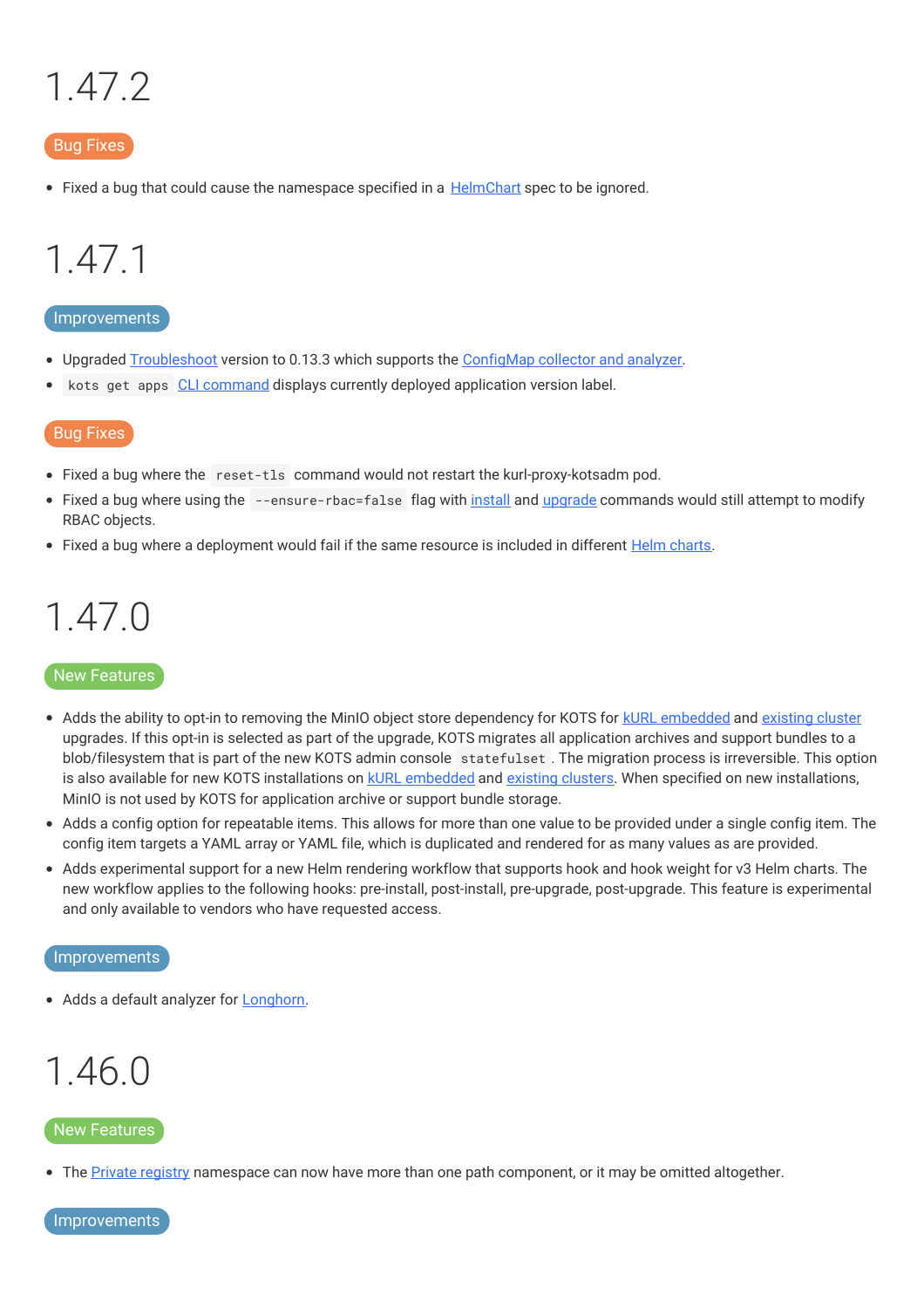# 1.47.2

### Bug Fixes

- Fixed a bug that could cause the namespace specified in a HelmChart spec to be ignored.

# 1.47.1

### Improvements

- Upgraded Troubleshoot version to 0.13.3 which supports the ConfigMap collector and analyzer.
- `kots get apps` CLI command displays currently deployed application version label.

### Bug Fixes

- Fixed a bug where the `reset-tls` command would not restart the kurl-proxy-kotsadm pod.
- Fixed a bug where using the `--ensure-rbac=false` flag with install and upgrade commands would still attempt to modify RBAC objects.
- Fixed a bug where a deployment would fail if the same resource is included in different Helm charts.

# 1.47.0

### New Features

- Adds the ability to opt-in to removing the MinIO object store dependency for KOTS for kURL embedded and existing cluster upgrades. If this opt-in is selected as part of the upgrade, KOTS migrates all application archives and support bundles to a blob/filesystem that is part of the new KOTS admin console `statefulset`. The migration process is irreversible. This option is also available for new KOTS installations on kURL embedded and existing clusters. When specified on new installations, MinIO is not used by KOTS for application archive or support bundle storage.
- Adds a config option for repeatable items. This allows for more than one value to be provided under a single config item. The config item targets a YAML array or YAML file, which is duplicated and rendered for as many values as are provided.
- Adds experimental support for a new Helm rendering workflow that supports hook and hook weight for v3 Helm charts. The new workflow applies to the following hooks: pre-install, post-install, pre-upgrade, post-upgrade. This feature is experimental and only available to vendors who have requested access.

### Improvements

- Adds a default analyzer for Longhorn.

# 1.46.0

### New Features

- The Private registry namespace can now have more than one path component, or it may be omitted altogether.

### Improvements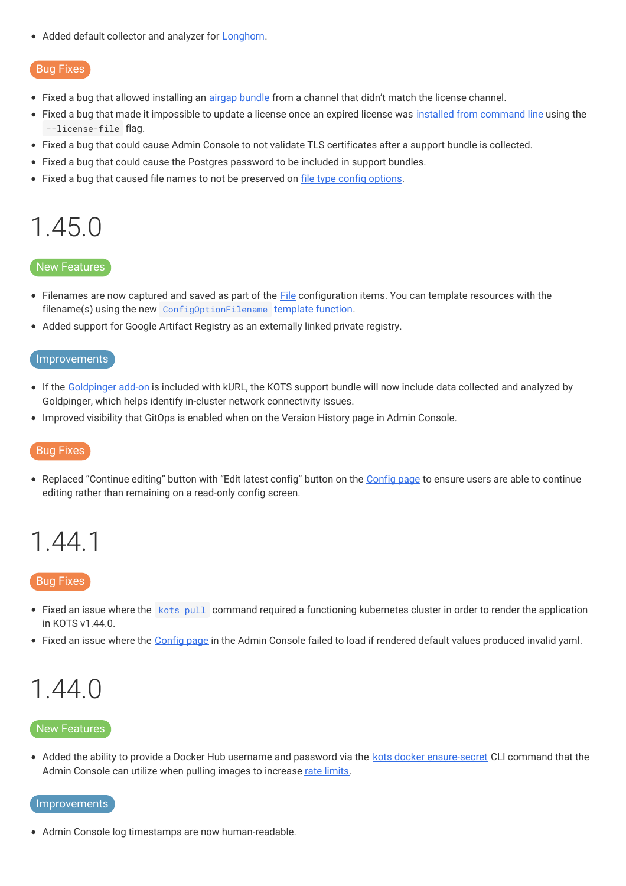- Added default collector and analyzer for Longhorn.

### Bug Fixes

- Fixed a bug that allowed installing an airgap bundle from a channel that didn't match the license channel.
- Fixed a bug that made it impossible to update a license once an expired license was installed from command line using the `--license-file` flag.
- Fixed a bug that could cause Admin Console to not validate TLS certificates after a support bundle is collected.
- Fixed a bug that could cause the Postgres password to be included in support bundles.
- Fixed a bug that caused file names to not be preserved on file type config options.

# 1.45.0

### New Features

- Filenames are now captured and saved as part of the File configuration items. You can template resources with the filename(s) using the new `ConfigOptionFilename` template function.
- Added support for Google Artifact Registry as an externally linked private registry.

### Improvements

- If the Goldpinger add-on is included with kURL, the KOTS support bundle will now include data collected and analyzed by Goldpinger, which helps identify in-cluster network connectivity issues.
- Improved visibility that GitOps is enabled when on the Version History page in Admin Console.

### Bug Fixes

- Replaced "Continue editing" button with "Edit latest config" button on the Config page to ensure users are able to continue editing rather than remaining on a read-only config screen.

# 1.44.1

### Bug Fixes

- Fixed an issue where the `kots pull` command required a functioning kubernetes cluster in order to render the application in KOTS v1.44.0.
- Fixed an issue where the Config page in the Admin Console failed to load if rendered default values produced invalid yaml.

# 1.44.0

### New Features

- Added the ability to provide a Docker Hub username and password via the kots docker ensure-secret CLI command that the Admin Console can utilize when pulling images to increase rate limits.

### Improvements

- Admin Console log timestamps are now human-readable.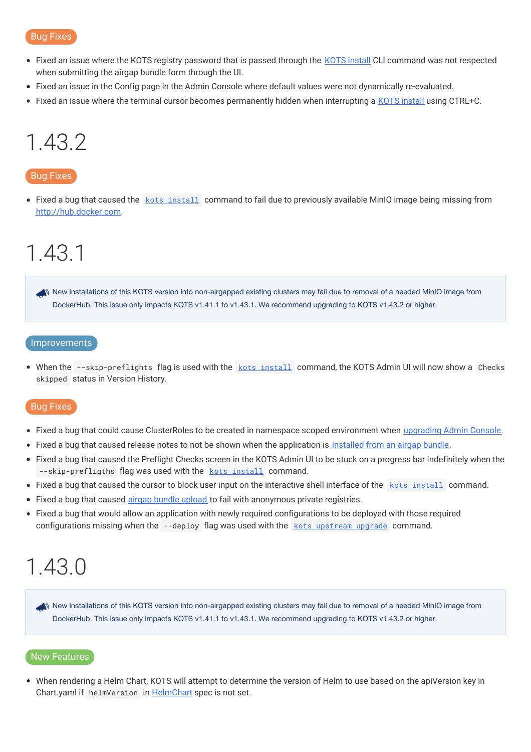**Bug Fixes**

- Fixed an issue where the KOTS registry password that is passed through the [KOTS install](#) CLI command was not respected when submitting the airgap bundle form through the UI.
- Fixed an issue in the Config page in the Admin Console where default values were not dynamically re-evaluated.
- Fixed an issue where the terminal cursor becomes permanently hidden when interrupting a [KOTS install](#) using CTRL+C.

# 1.43.2

**Bug Fixes**

- Fixed a bug that caused the `kots install` command to fail due to previously available MinIO image being missing from http://hub.docker.com.

# 1.43.1

> 📣 New installations of this KOTS version into non-airgapped existing clusters may fail due to removal of a needed MinIO image from DockerHub. This issue only impacts KOTS v1.41.1 to v1.43.1. We recommend upgrading to KOTS v1.43.2 or higher.

**Improvements**

- When the `--skip-preflights` flag is used with the `kots install` command, the KOTS Admin UI will now show a `Checks skipped` status in Version History.

**Bug Fixes**

- Fixed a bug that could cause ClusterRoles to be created in namespace scoped environment when [upgrading Admin Console](#).
- Fixed a bug that caused release notes to not be shown when the application is [installed from an airgap bundle](#).
- Fixed a bug that caused the Preflight Checks screen in the KOTS Admin UI to be stuck on a progress bar indefinitely when the `--skip-prefligths` flag was used with the `kots install` command.
- Fixed a bug that caused the cursor to block user input on the interactive shell interface of the `kots install` command.
- Fixed a bug that caused [airgap bundle upload](#) to fail with anonymous private registries.
- Fixed a bug that would allow an application with newly required configurations to be deployed with those required configurations missing when the `--deploy` flag was used with the `kots upstream upgrade` command.

# 1.43.0

> 📣 New installations of this KOTS version into non-airgapped existing clusters may fail due to removal of a needed MinIO image from DockerHub. This issue only impacts KOTS v1.41.1 to v1.43.1. We recommend upgrading to KOTS v1.43.2 or higher.

**New Features**

- When rendering a Helm Chart, KOTS will attempt to determine the version of Helm to use based on the apiVersion key in Chart.yaml if `helmVersion` in [HelmChart](#) spec is not set.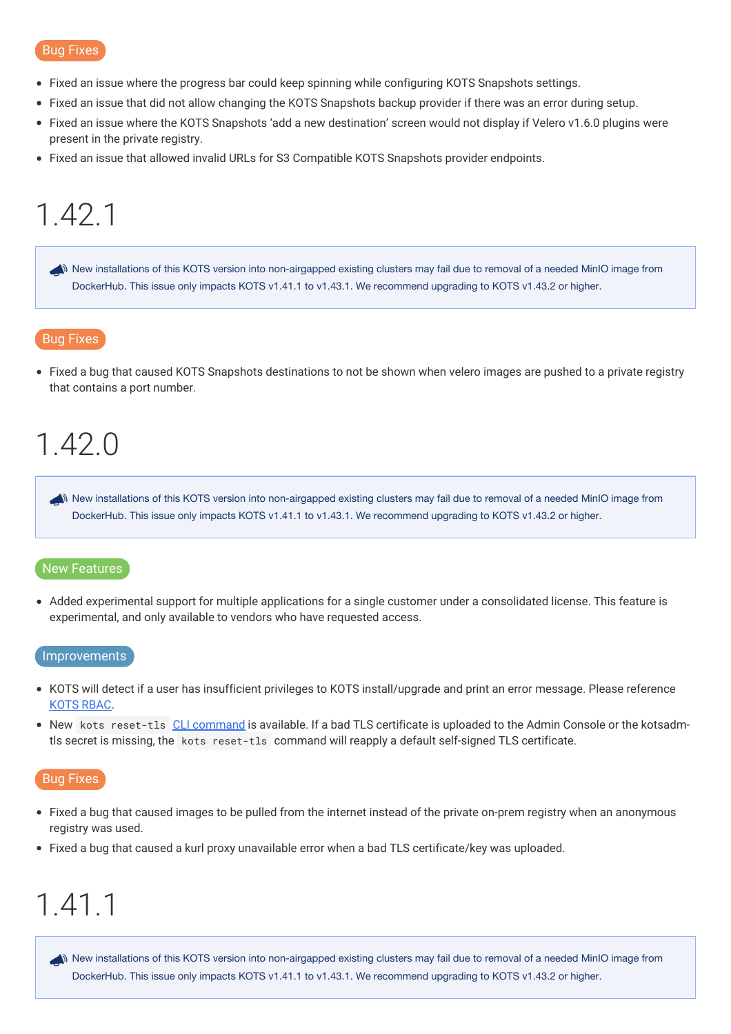### Bug Fixes

- Fixed an issue where the progress bar could keep spinning while configuring KOTS Snapshots settings.
- Fixed an issue that did not allow changing the KOTS Snapshots backup provider if there was an error during setup.
- Fixed an issue where the KOTS Snapshots 'add a new destination' screen would not display if Velero v1.6.0 plugins were present in the private registry.
- Fixed an issue that allowed invalid URLs for S3 Compatible KOTS Snapshots provider endpoints.

# 1.42.1

> New installations of this KOTS version into non-airgapped existing clusters may fail due to removal of a needed MinIO image from DockerHub. This issue only impacts KOTS v1.41.1 to v1.43.1. We recommend upgrading to KOTS v1.43.2 or higher.

### Bug Fixes

- Fixed a bug that caused KOTS Snapshots destinations to not be shown when velero images are pushed to a private registry that contains a port number.

# 1.42.0

> New installations of this KOTS version into non-airgapped existing clusters may fail due to removal of a needed MinIO image from DockerHub. This issue only impacts KOTS v1.41.1 to v1.43.1. We recommend upgrading to KOTS v1.43.2 or higher.

### New Features

- Added experimental support for multiple applications for a single customer under a consolidated license. This feature is experimental, and only available to vendors who have requested access.

### Improvements

- KOTS will detect if a user has insufficient privileges to KOTS install/upgrade and print an error message. Please reference KOTS RBAC.
- New `kots reset-tls` CLI command is available. If a bad TLS certificate is uploaded to the Admin Console or the kotsadm-tls secret is missing, the `kots reset-tls` command will reapply a default self-signed TLS certificate.

### Bug Fixes

- Fixed a bug that caused images to be pulled from the internet instead of the private on-prem registry when an anonymous registry was used.
- Fixed a bug that caused a kurl proxy unavailable error when a bad TLS certificate/key was uploaded.

# 1.41.1

> New installations of this KOTS version into non-airgapped existing clusters may fail due to removal of a needed MinIO image from DockerHub. This issue only impacts KOTS v1.41.1 to v1.43.1. We recommend upgrading to KOTS v1.43.2 or higher.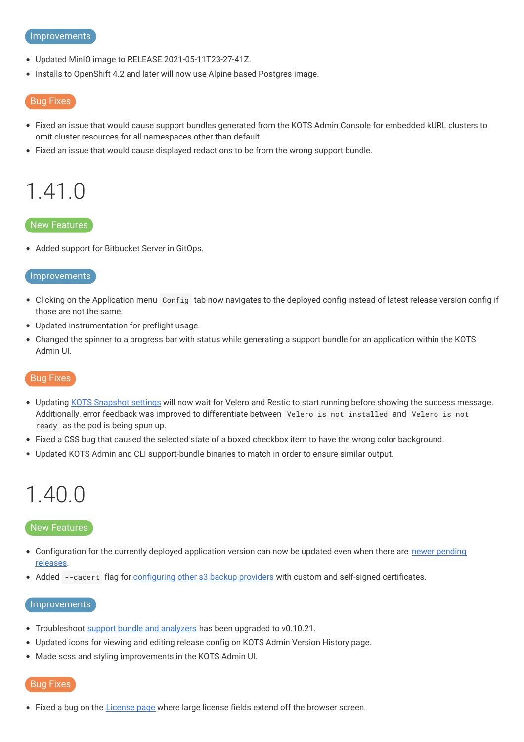### Improvements

- Updated MinIO image to RELEASE.2021-05-11T23-27-41Z.
- Installs to OpenShift 4.2 and later will now use Alpine based Postgres image.

### Bug Fixes

- Fixed an issue that would cause support bundles generated from the KOTS Admin Console for embedded kURL clusters to omit cluster resources for all namespaces other than default.
- Fixed an issue that would cause displayed redactions to be from the wrong support bundle.

# 1.41.0

### New Features

- Added support for Bitbucket Server in GitOps.

### Improvements

- Clicking on the Application menu `Config` tab now navigates to the deployed config instead of latest release version config if those are not the same.
- Updated instrumentation for preflight usage.
- Changed the spinner to a progress bar with status while generating a support bundle for an application within the KOTS Admin UI.

### Bug Fixes

- Updating KOTS Snapshot settings will now wait for Velero and Restic to start running before showing the success message. Additionally, error feedback was improved to differentiate between `Velero is not installed` and `Velero is not ready` as the pod is being spun up.
- Fixed a CSS bug that caused the selected state of a boxed checkbox item to have the wrong color background.
- Updated KOTS Admin and CLI support-bundle binaries to match in order to ensure similar output.

# 1.40.0

### New Features

- Configuration for the currently deployed application version can now be updated even when there are newer pending releases.
- Added `--cacert` flag for configuring other s3 backup providers with custom and self-signed certificates.

### Improvements

- Troubleshoot support bundle and analyzers has been upgraded to v0.10.21.
- Updated icons for viewing and editing release config on KOTS Admin Version History page.
- Made scss and styling improvements in the KOTS Admin UI.

### Bug Fixes

- Fixed a bug on the License page where large license fields extend off the browser screen.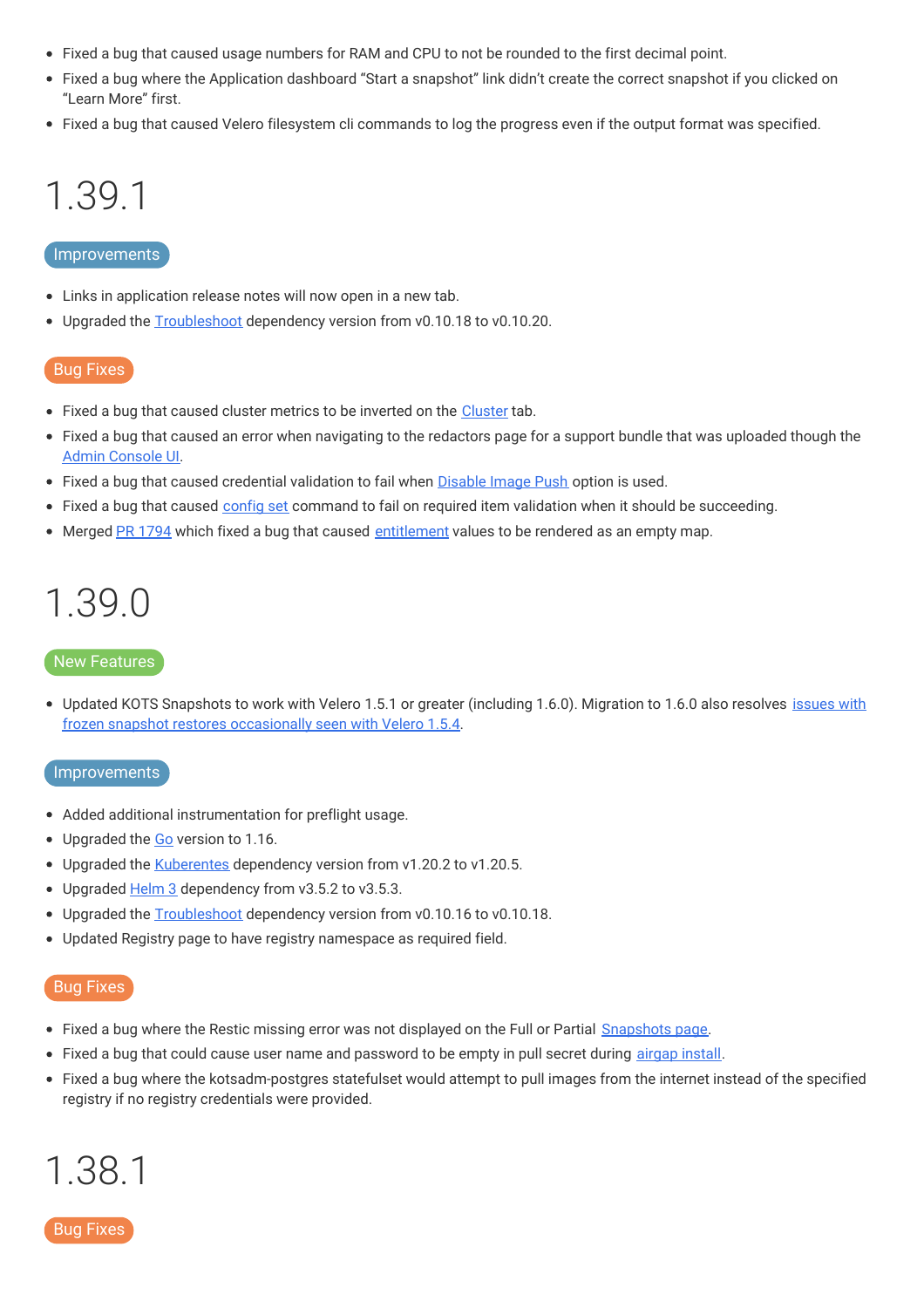- Fixed a bug that caused usage numbers for RAM and CPU to not be rounded to the first decimal point.
- Fixed a bug where the Application dashboard “Start a snapshot” link didn’t create the correct snapshot if you clicked on “Learn More” first.
- Fixed a bug that caused Velero filesystem cli commands to log the progress even if the output format was specified.

# 1.39.1

### Improvements

- Links in application release notes will now open in a new tab.
- Upgraded the Troubleshoot dependency version from v0.10.18 to v0.10.20.

### Bug Fixes

- Fixed a bug that caused cluster metrics to be inverted on the Cluster tab.
- Fixed a bug that caused an error when navigating to the redactors page for a support bundle that was uploaded though the Admin Console UI.
- Fixed a bug that caused credential validation to fail when Disable Image Push option is used.
- Fixed a bug that caused config set command to fail on required item validation when it should be succeeding.
- Merged PR 1794 which fixed a bug that caused entitlement values to be rendered as an empty map.

# 1.39.0

### New Features

- Updated KOTS Snapshots to work with Velero 1.5.1 or greater (including 1.6.0). Migration to 1.6.0 also resolves issues with frozen snapshot restores occasionally seen with Velero 1.5.4.

### Improvements

- Added additional instrumentation for preflight usage.
- Upgraded the Go version to 1.16.
- Upgraded the Kuberentes dependency version from v1.20.2 to v1.20.5.
- Upgraded Helm 3 dependency from v3.5.2 to v3.5.3.
- Upgraded the Troubleshoot dependency version from v0.10.16 to v0.10.18.
- Updated Registry page to have registry namespace as required field.

### Bug Fixes

- Fixed a bug where the Restic missing error was not displayed on the Full or Partial Snapshots page.
- Fixed a bug that could cause user name and password to be empty in pull secret during airgap install.
- Fixed a bug where the kotsadm-postgres statefulset would attempt to pull images from the internet instead of the specified registry if no registry credentials were provided.

# 1.38.1

### Bug Fixes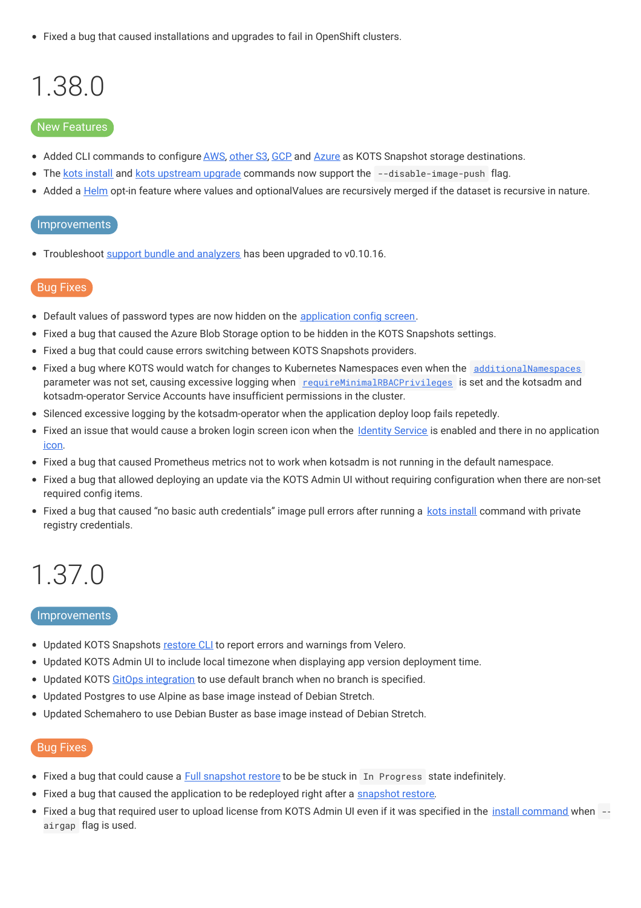- Fixed a bug that caused installations and upgrades to fail in OpenShift clusters.

# 1.38.0

**New Features**

- Added CLI commands to configure AWS, other S3, GCP and Azure as KOTS Snapshot storage destinations.
- The kots install and kots upstream upgrade commands now support the `--disable-image-push` flag.
- Added a Helm opt-in feature where values and optionalValues are recursively merged if the dataset is recursive in nature.

**Improvements**

- Troubleshoot support bundle and analyzers has been upgraded to v0.10.16.

**Bug Fixes**

- Default values of password types are now hidden on the application config screen.
- Fixed a bug that caused the Azure Blob Storage option to be hidden in the KOTS Snapshots settings.
- Fixed a bug that could cause errors switching between KOTS Snapshots providers.
- Fixed a bug where KOTS would watch for changes to Kubernetes Namespaces even when the `additionalNamespaces` parameter was not set, causing excessive logging when `requireMinimalRBACPrivileges` is set and the kotsadm and kotsadm-operator Service Accounts have insufficient permissions in the cluster.
- Silenced excessive logging by the kotsadm-operator when the application deploy loop fails repetedly.
- Fixed an issue that would cause a broken login screen icon when the Identity Service is enabled and there in no application icon.
- Fixed a bug that caused Prometheus metrics not to work when kotsadm is not running in the default namespace.
- Fixed a bug that allowed deploying an update via the KOTS Admin UI without requiring configuration when there are non-set required config items.
- Fixed a bug that caused "no basic auth credentials" image pull errors after running a kots install command with private registry credentials.

# 1.37.0

**Improvements**

- Updated KOTS Snapshots restore CLI to report errors and warnings from Velero.
- Updated KOTS Admin UI to include local timezone when displaying app version deployment time.
- Updated KOTS GitOps integration to use default branch when no branch is specified.
- Updated Postgres to use Alpine as base image instead of Debian Stretch.
- Updated Schemahero to use Debian Buster as base image instead of Debian Stretch.

**Bug Fixes**

- Fixed a bug that could cause a Full snapshot restore to be be stuck in `In Progress` state indefinitely.
- Fixed a bug that caused the application to be redeployed right after a snapshot restore.
- Fixed a bug that required user to upload license from KOTS Admin UI even if it was specified in the install command when `--airgap` flag is used.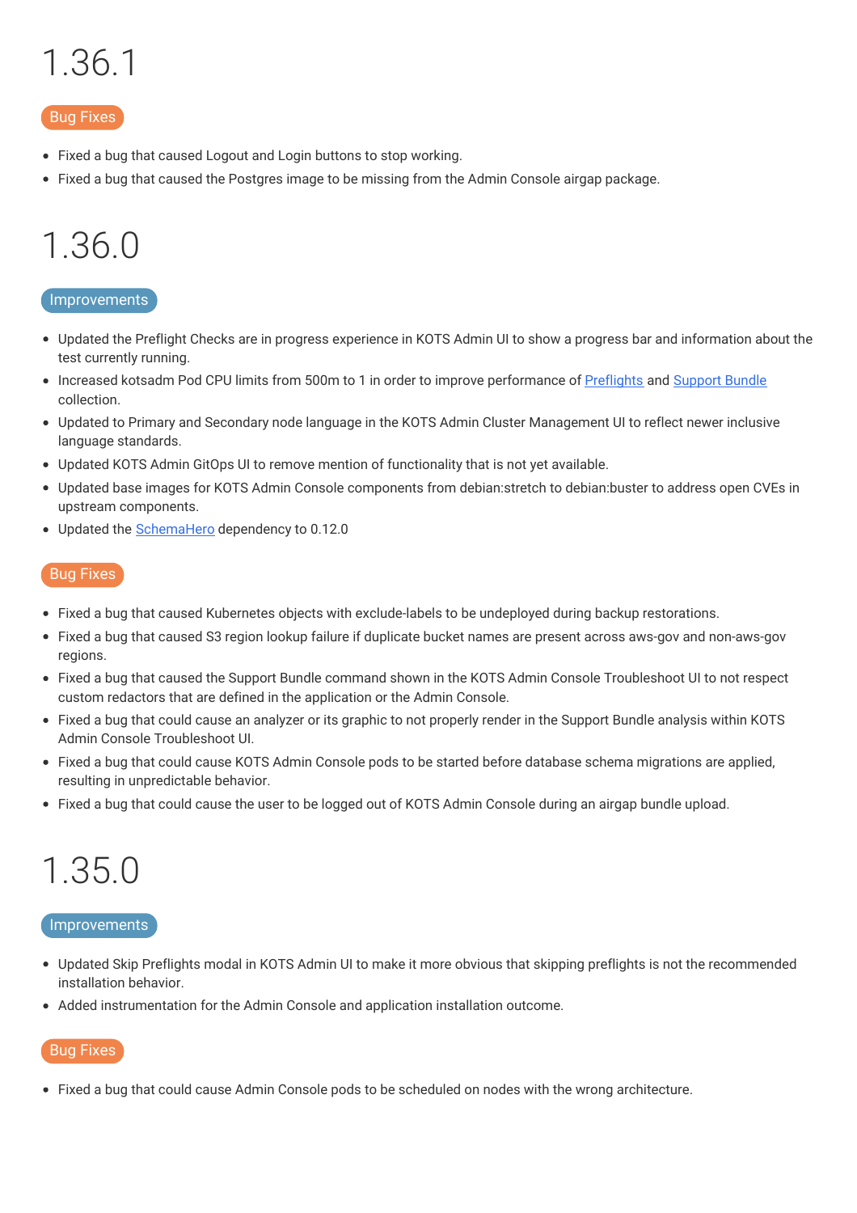# 1.36.1

Bug Fixes

- Fixed a bug that caused Logout and Login buttons to stop working.
- Fixed a bug that caused the Postgres image to be missing from the Admin Console airgap package.

# 1.36.0

Improvements

- Updated the Preflight Checks are in progress experience in KOTS Admin UI to show a progress bar and information about the test currently running.
- Increased kotsadm Pod CPU limits from 500m to 1 in order to improve performance of [Preflights]() and [Support Bundle]() collection.
- Updated to Primary and Secondary node language in the KOTS Admin Cluster Management UI to reflect newer inclusive language standards.
- Updated KOTS Admin GitOps UI to remove mention of functionality that is not yet available.
- Updated base images for KOTS Admin Console components from debian:stretch to debian:buster to address open CVEs in upstream components.
- Updated the [SchemaHero]() dependency to 0.12.0

Bug Fixes

- Fixed a bug that caused Kubernetes objects with exclude-labels to be undeployed during backup restorations.
- Fixed a bug that caused S3 region lookup failure if duplicate bucket names are present across aws-gov and non-aws-gov regions.
- Fixed a bug that caused the Support Bundle command shown in the KOTS Admin Console Troubleshoot UI to not respect custom redactors that are defined in the application or the Admin Console.
- Fixed a bug that could cause an analyzer or its graphic to not properly render in the Support Bundle analysis within KOTS Admin Console Troubleshoot UI.
- Fixed a bug that could cause KOTS Admin Console pods to be started before database schema migrations are applied, resulting in unpredictable behavior.
- Fixed a bug that could cause the user to be logged out of KOTS Admin Console during an airgap bundle upload.

# 1.35.0

Improvements

- Updated Skip Preflights modal in KOTS Admin UI to make it more obvious that skipping preflights is not the recommended installation behavior.
- Added instrumentation for the Admin Console and application installation outcome.

Bug Fixes

- Fixed a bug that could cause Admin Console pods to be scheduled on nodes with the wrong architecture.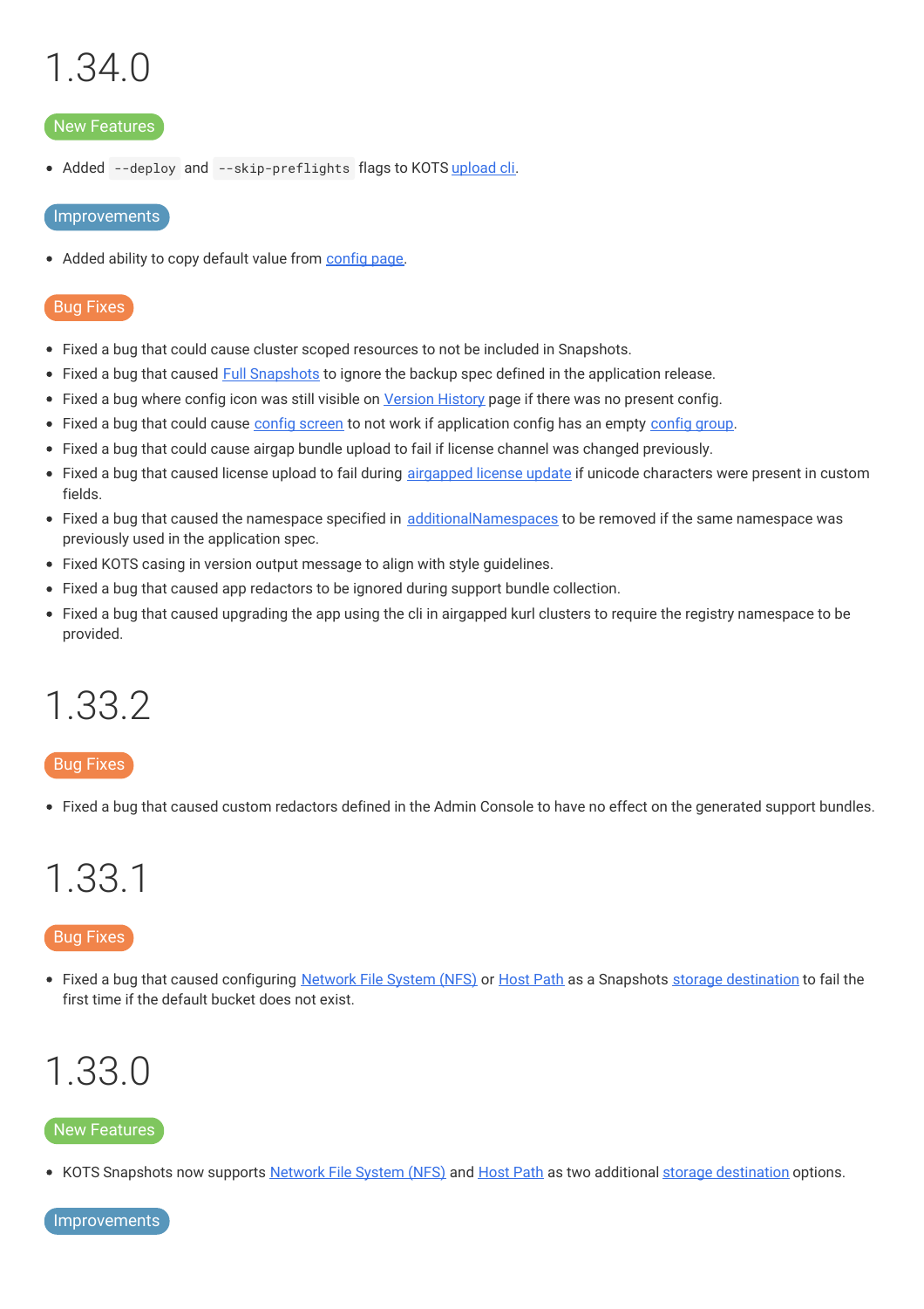## 1.34.0

New Features

- Added `--deploy` and `--skip-preflights` flags to KOTS upload cli.

Improvements

- Added ability to copy default value from config page.

Bug Fixes

- Fixed a bug that could cause cluster scoped resources to not be included in Snapshots.
- Fixed a bug that caused Full Snapshots to ignore the backup spec defined in the application release.
- Fixed a bug where config icon was still visible on Version History page if there was no present config.
- Fixed a bug that could cause config screen to not work if application config has an empty config group.
- Fixed a bug that could cause airgap bundle upload to fail if license channel was changed previously.
- Fixed a bug that caused license upload to fail during airgapped license update if unicode characters were present in custom fields.
- Fixed a bug that caused the namespace specified in additionalNamespaces to be removed if the same namespace was previously used in the application spec.
- Fixed KOTS casing in version output message to align with style guidelines.
- Fixed a bug that caused app redactors to be ignored during support bundle collection.
- Fixed a bug that caused upgrading the app using the cli in airgapped kurl clusters to require the registry namespace to be provided.

## 1.33.2

Bug Fixes

- Fixed a bug that caused custom redactors defined in the Admin Console to have no effect on the generated support bundles.

## 1.33.1

Bug Fixes

- Fixed a bug that caused configuring Network File System (NFS) or Host Path as a Snapshots storage destination to fail the first time if the default bucket does not exist.

## 1.33.0

New Features

- KOTS Snapshots now supports Network File System (NFS) and Host Path as two additional storage destination options.

Improvements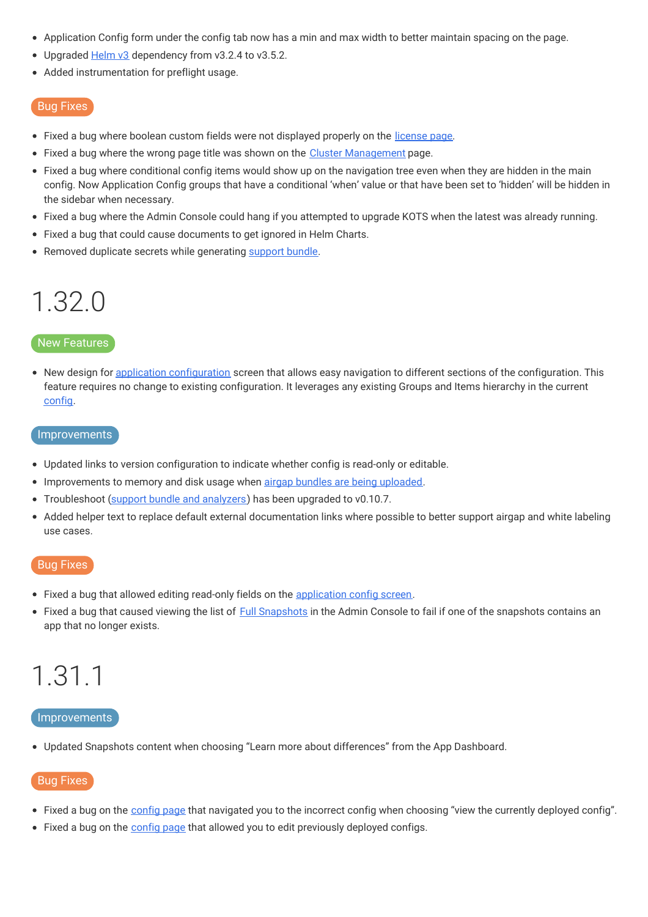- Application Config form under the config tab now has a min and max width to better maintain spacing on the page.
- Upgraded Helm v3 dependency from v3.2.4 to v3.5.2.
- Added instrumentation for preflight usage.

### Bug Fixes

- Fixed a bug where boolean custom fields were not displayed properly on the license page.
- Fixed a bug where the wrong page title was shown on the Cluster Management page.
- Fixed a bug where conditional config items would show up on the navigation tree even when they are hidden in the main config. Now Application Config groups that have a conditional 'when' value or that have been set to 'hidden' will be hidden in the sidebar when necessary.
- Fixed a bug where the Admin Console could hang if you attempted to upgrade KOTS when the latest was already running.
- Fixed a bug that could cause documents to get ignored in Helm Charts.
- Removed duplicate secrets while generating support bundle.

# 1.32.0

### New Features

- New design for application configuration screen that allows easy navigation to different sections of the configuration. This feature requires no change to existing configuration. It leverages any existing Groups and Items hierarchy in the current config.

### Improvements

- Updated links to version configuration to indicate whether config is read-only or editable.
- Improvements to memory and disk usage when airgap bundles are being uploaded.
- Troubleshoot (support bundle and analyzers) has been upgraded to v0.10.7.
- Added helper text to replace default external documentation links where possible to better support airgap and white labeling use cases.

### Bug Fixes

- Fixed a bug that allowed editing read-only fields on the application config screen.
- Fixed a bug that caused viewing the list of Full Snapshots in the Admin Console to fail if one of the snapshots contains an app that no longer exists.

# 1.31.1

### Improvements

- Updated Snapshots content when choosing "Learn more about differences" from the App Dashboard.

### Bug Fixes

- Fixed a bug on the config page that navigated you to the incorrect config when choosing "view the currently deployed config".
- Fixed a bug on the config page that allowed you to edit previously deployed configs.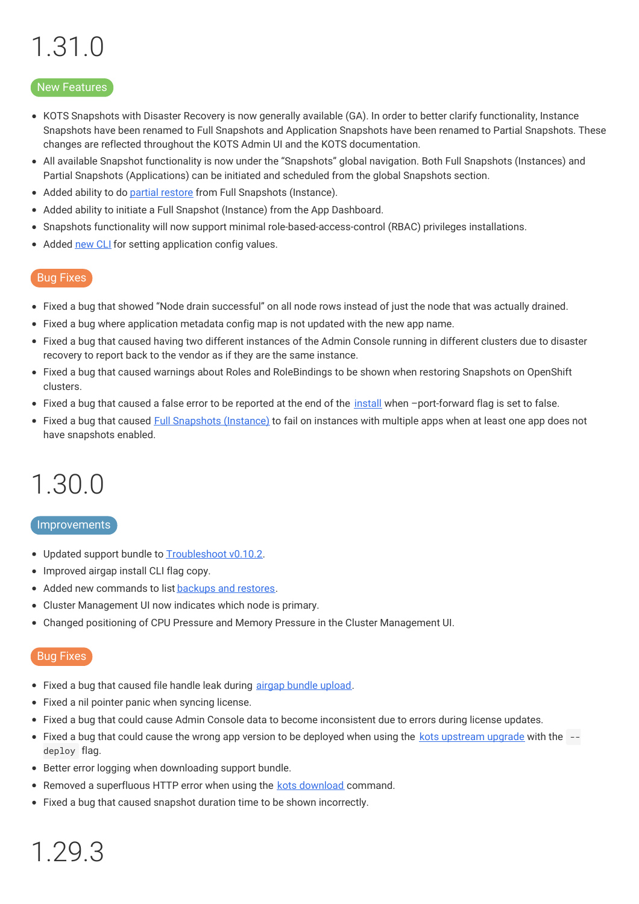# 1.31.0

New Features

- KOTS Snapshots with Disaster Recovery is now generally available (GA). In order to better clarify functionality, Instance Snapshots have been renamed to Full Snapshots and Application Snapshots have been renamed to Partial Snapshots. These changes are reflected throughout the KOTS Admin UI and the KOTS documentation.
- All available Snapshot functionality is now under the “Snapshots” global navigation. Both Full Snapshots (Instances) and Partial Snapshots (Applications) can be initiated and scheduled from the global Snapshots section.
- Added ability to do partial restore from Full Snapshots (Instance).
- Added ability to initiate a Full Snapshot (Instance) from the App Dashboard.
- Snapshots functionality will now support minimal role-based-access-control (RBAC) privileges installations.
- Added new CLI for setting application config values.

Bug Fixes

- Fixed a bug that showed “Node drain successful” on all node rows instead of just the node that was actually drained.
- Fixed a bug where application metadata config map is not updated with the new app name.
- Fixed a bug that caused having two different instances of the Admin Console running in different clusters due to disaster recovery to report back to the vendor as if they are the same instance.
- Fixed a bug that caused warnings about Roles and RoleBindings to be shown when restoring Snapshots on OpenShift clusters.
- Fixed a bug that caused a false error to be reported at the end of the install when –port-forward flag is set to false.
- Fixed a bug that caused Full Snapshots (Instance) to fail on instances with multiple apps when at least one app does not have snapshots enabled.

# 1.30.0

Improvements

- Updated support bundle to Troubleshoot v0.10.2.
- Improved airgap install CLI flag copy.
- Added new commands to list backups and restores.
- Cluster Management UI now indicates which node is primary.
- Changed positioning of CPU Pressure and Memory Pressure in the Cluster Management UI.

Bug Fixes

- Fixed a bug that caused file handle leak during airgap bundle upload.
- Fixed a nil pointer panic when syncing license.
- Fixed a bug that could cause Admin Console data to become inconsistent due to errors during license updates.
- Fixed a bug that could cause the wrong app version to be deployed when using the kots upstream upgrade with the `--deploy` flag.
- Better error logging when downloading support bundle.
- Removed a superfluous HTTP error when using the kots download command.
- Fixed a bug that caused snapshot duration time to be shown incorrectly.

# 1.29.3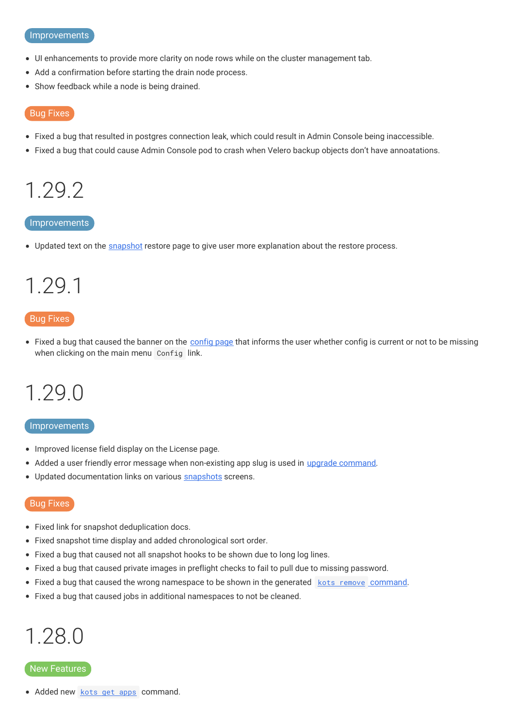### Improvements

- UI enhancements to provide more clarity on node rows while on the cluster management tab.
- Add a confirmation before starting the drain node process.
- Show feedback while a node is being drained.

### Bug Fixes

- Fixed a bug that resulted in postgres connection leak, which could result in Admin Console being inaccessible.
- Fixed a bug that could cause Admin Console pod to crash when Velero backup objects don't have annoatations.

## 1.29.2

### Improvements

- Updated text on the snapshot restore page to give user more explanation about the restore process.

## 1.29.1

### Bug Fixes

- Fixed a bug that caused the banner on the config page that informs the user whether config is current or not to be missing when clicking on the main menu `Config` link.

## 1.29.0

### Improvements

- Improved license field display on the License page.
- Added a user friendly error message when non-existing app slug is used in upgrade command.
- Updated documentation links on various snapshots screens.

### Bug Fixes

- Fixed link for snapshot deduplication docs.
- Fixed snapshot time display and added chronological sort order.
- Fixed a bug that caused not all snapshot hooks to be shown due to long log lines.
- Fixed a bug that caused private images in preflight checks to fail to pull due to missing password.
- Fixed a bug that caused the wrong namespace to be shown in the generated `kots remove` command.
- Fixed a bug that caused jobs in additional namespaces to not be cleaned.

## 1.28.0

### New Features

- Added new `kots get apps` command.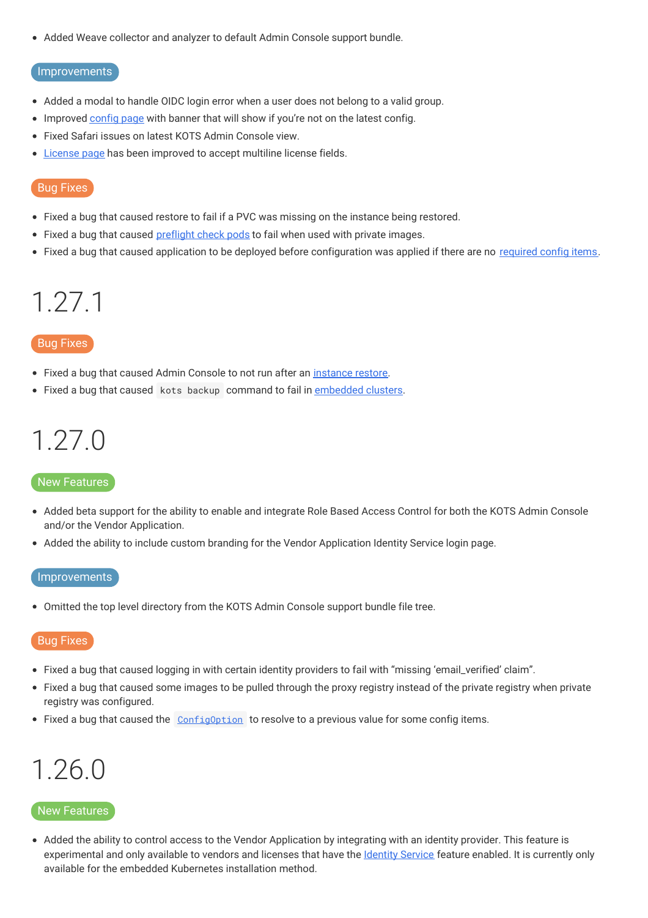- Added Weave collector and analyzer to default Admin Console support bundle.

### Improvements

- Added a modal to handle OIDC login error when a user does not belong to a valid group.
- Improved [config page]() with banner that will show if you're not on the latest config.
- Fixed Safari issues on latest KOTS Admin Console view.
- [License page]() has been improved to accept multiline license fields.

### Bug Fixes

- Fixed a bug that caused restore to fail if a PVC was missing on the instance being restored.
- Fixed a bug that caused [preflight check pods]() to fail when used with private images.
- Fixed a bug that caused application to be deployed before configuration was applied if there are no [required config items]().

# 1.27.1

### Bug Fixes

- Fixed a bug that caused Admin Console to not run after an [instance restore]().
- Fixed a bug that caused `kots backup` command to fail in [embedded clusters]().

# 1.27.0

### New Features

- Added beta support for the ability to enable and integrate Role Based Access Control for both the KOTS Admin Console and/or the Vendor Application.
- Added the ability to include custom branding for the Vendor Application Identity Service login page.

### Improvements

- Omitted the top level directory from the KOTS Admin Console support bundle file tree.

### Bug Fixes

- Fixed a bug that caused logging in with certain identity providers to fail with "missing 'email_verified' claim".
- Fixed a bug that caused some images to be pulled through the proxy registry instead of the private registry when private registry was configured.
- Fixed a bug that caused the [`ConfigOption`]() to resolve to a previous value for some config items.

# 1.26.0

### New Features

- Added the ability to control access to the Vendor Application by integrating with an identity provider. This feature is experimental and only available to vendors and licenses that have the [Identity Service]() feature enabled. It is currently only available for the embedded Kubernetes installation method.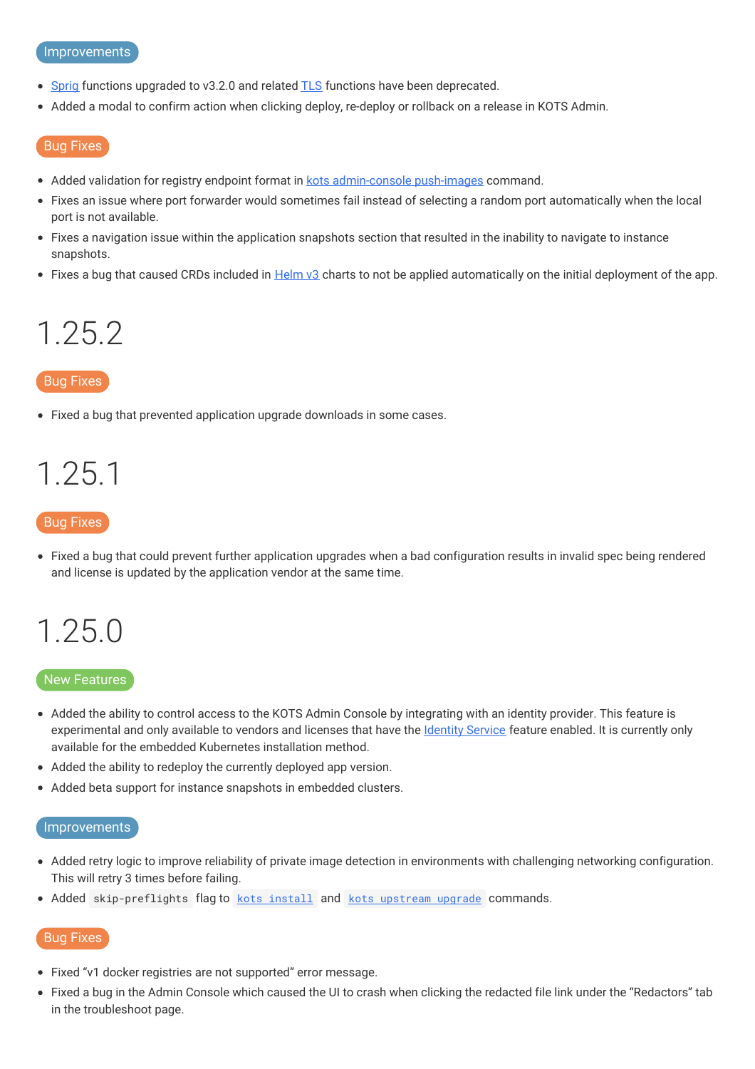### Improvements

- Sprig functions upgraded to v3.2.0 and related TLS functions have been deprecated.
- Added a modal to confirm action when clicking deploy, re-deploy or rollback on a release in KOTS Admin.

### Bug Fixes

- Added validation for registry endpoint format in kots admin-console push-images command.
- Fixes an issue where port forwarder would sometimes fail instead of selecting a random port automatically when the local port is not available.
- Fixes a navigation issue within the application snapshots section that resulted in the inability to navigate to instance snapshots.
- Fixes a bug that caused CRDs included in Helm v3 charts to not be applied automatically on the initial deployment of the app.

# 1.25.2

### Bug Fixes

- Fixed a bug that prevented application upgrade downloads in some cases.

# 1.25.1

### Bug Fixes

- Fixed a bug that could prevent further application upgrades when a bad configuration results in invalid spec being rendered and license is updated by the application vendor at the same time.

# 1.25.0

### New Features

- Added the ability to control access to the KOTS Admin Console by integrating with an identity provider. This feature is experimental and only available to vendors and licenses that have the Identity Service feature enabled. It is currently only available for the embedded Kubernetes installation method.
- Added the ability to redeploy the currently deployed app version.
- Added beta support for instance snapshots in embedded clusters.

### Improvements

- Added retry logic to improve reliability of private image detection in environments with challenging networking configuration. This will retry 3 times before failing.
- Added `skip-preflights` flag to `kots install` and `kots upstream upgrade` commands.

### Bug Fixes

- Fixed "v1 docker registries are not supported" error message.
- Fixed a bug in the Admin Console which caused the UI to crash when clicking the redacted file link under the "Redactors" tab in the troubleshoot page.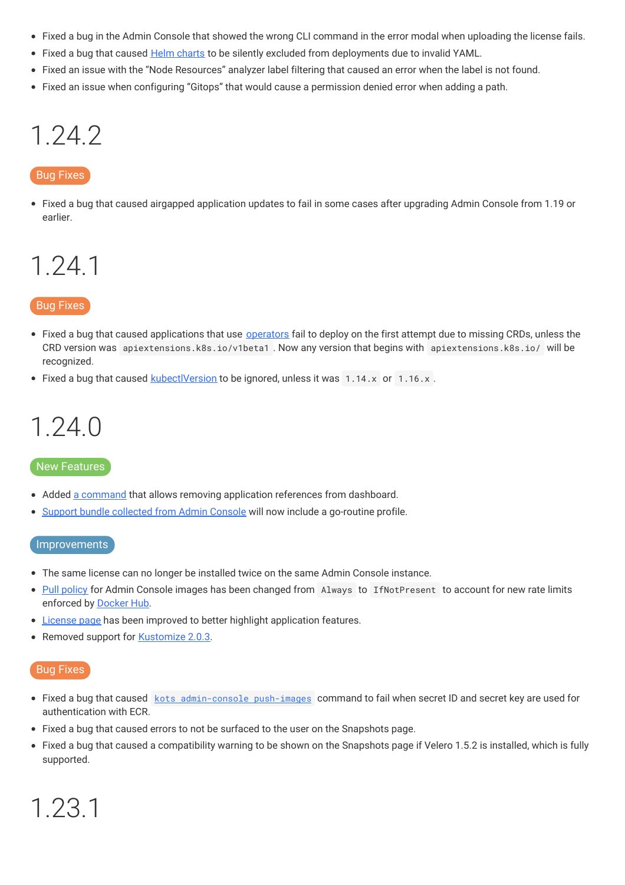- Fixed a bug in the Admin Console that showed the wrong CLI command in the error modal when uploading the license fails.
- Fixed a bug that caused Helm charts to be silently excluded from deployments due to invalid YAML.
- Fixed an issue with the “Node Resources” analyzer label filtering that caused an error when the label is not found.
- Fixed an issue when configuring “Gitops” that would cause a permission denied error when adding a path.

# 1.24.2

**Bug Fixes**

- Fixed a bug that caused airgapped application updates to fail in some cases after upgrading Admin Console from 1.19 or earlier.

# 1.24.1

**Bug Fixes**

- Fixed a bug that caused applications that use operators fail to deploy on the first attempt due to missing CRDs, unless the CRD version was `apiextensions.k8s.io/v1beta1`. Now any version that begins with `apiextensions.k8s.io/` will be recognized.
- Fixed a bug that caused kubectlVersion to be ignored, unless it was `1.14.x` or `1.16.x`.

# 1.24.0

**New Features**

- Added a command that allows removing application references from dashboard.
- Support bundle collected from Admin Console will now include a go-routine profile.

**Improvements**

- The same license can no longer be installed twice on the same Admin Console instance.
- Pull policy for Admin Console images has been changed from `Always` to `IfNotPresent` to account for new rate limits enforced by Docker Hub.
- License page has been improved to better highlight application features.
- Removed support for Kustomize 2.0.3.

**Bug Fixes**

- Fixed a bug that caused `kots admin-console push-images` command to fail when secret ID and secret key are used for authentication with ECR.
- Fixed a bug that caused errors to not be surfaced to the user on the Snapshots page.
- Fixed a bug that caused a compatibility warning to be shown on the Snapshots page if Velero 1.5.2 is installed, which is fully supported.

# 1.23.1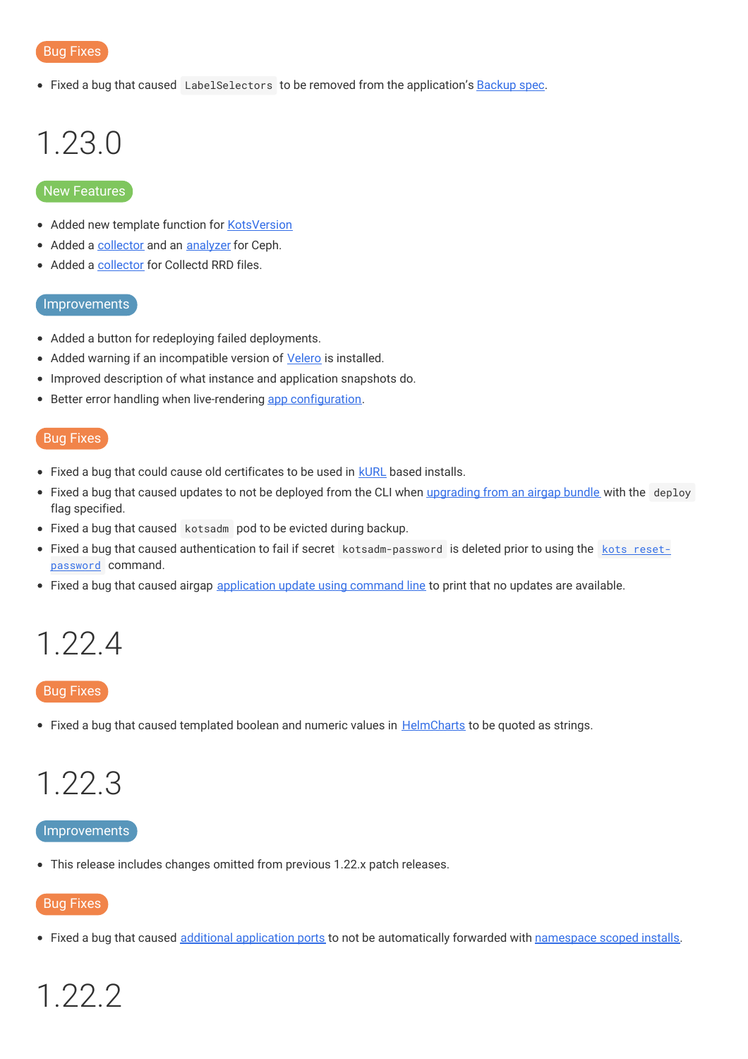### Bug Fixes

- Fixed a bug that caused `LabelSelectors` to be removed from the application's Backup spec.

# 1.23.0

### New Features

- Added new template function for KotsVersion
- Added a collector and an analyzer for Ceph.
- Added a collector for Collectd RRD files.

### Improvements

- Added a button for redeploying failed deployments.
- Added warning if an incompatible version of Velero is installed.
- Improved description of what instance and application snapshots do.
- Better error handling when live-rendering app configuration.

### Bug Fixes

- Fixed a bug that could cause old certificates to be used in kURL based installs.
- Fixed a bug that caused updates to not be deployed from the CLI when upgrading from an airgap bundle with the `deploy` flag specified.
- Fixed a bug that caused `kotsadm` pod to be evicted during backup.
- Fixed a bug that caused authentication to fail if secret `kotsadm-password` is deleted prior to using the `kots reset-password` command.
- Fixed a bug that caused airgap application update using command line to print that no updates are available.

# 1.22.4

### Bug Fixes

- Fixed a bug that caused templated boolean and numeric values in HelmCharts to be quoted as strings.

# 1.22.3

### Improvements

- This release includes changes omitted from previous 1.22.x patch releases.

### Bug Fixes

- Fixed a bug that caused additional application ports to not be automatically forwarded with namespace scoped installs.

# 1.22.2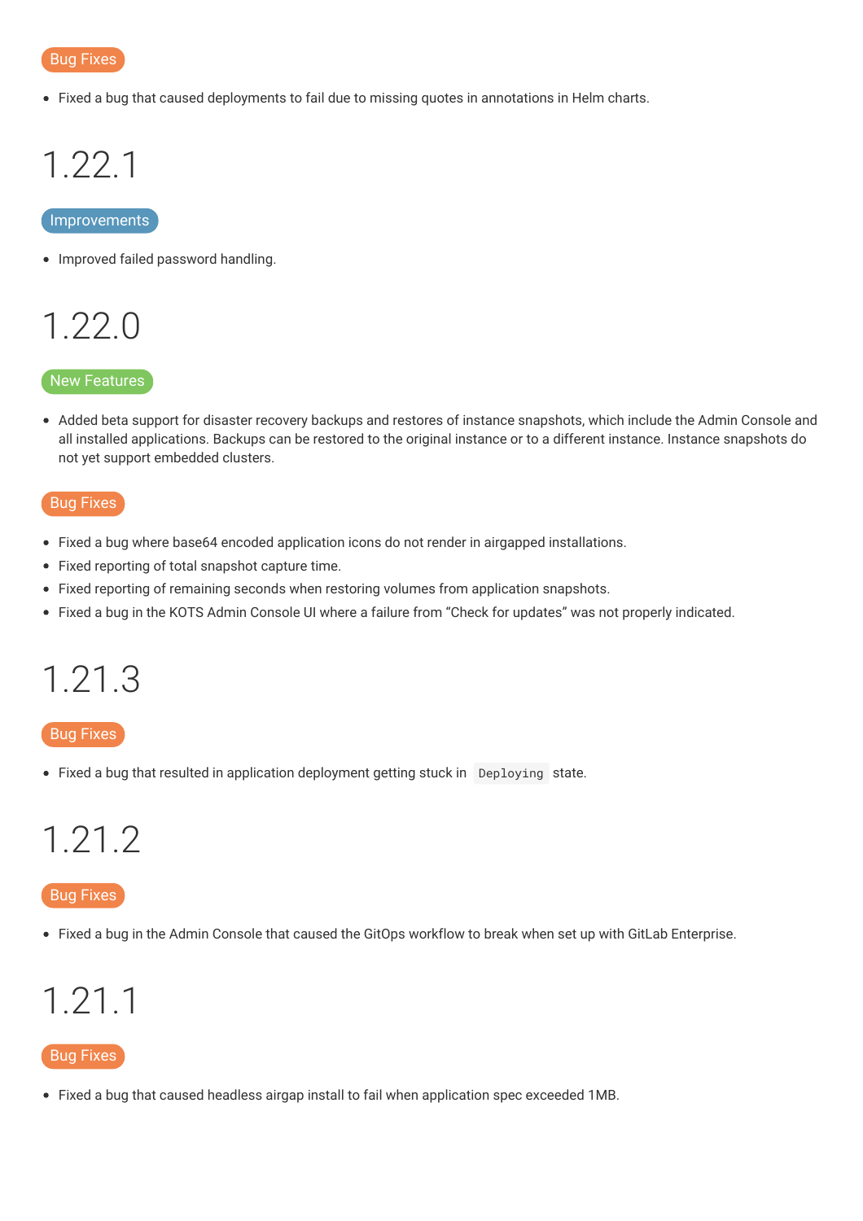Bug Fixes

- Fixed a bug that caused deployments to fail due to missing quotes in annotations in Helm charts.

# 1.22.1

Improvements

- Improved failed password handling.

# 1.22.0

New Features

- Added beta support for disaster recovery backups and restores of instance snapshots, which include the Admin Console and all installed applications. Backups can be restored to the original instance or to a different instance. Instance snapshots do not yet support embedded clusters.

Bug Fixes

- Fixed a bug where base64 encoded application icons do not render in airgapped installations.
- Fixed reporting of total snapshot capture time.
- Fixed reporting of remaining seconds when restoring volumes from application snapshots.
- Fixed a bug in the KOTS Admin Console UI where a failure from “Check for updates” was not properly indicated.

# 1.21.3

Bug Fixes

- Fixed a bug that resulted in application deployment getting stuck in `Deploying` state.

# 1.21.2

Bug Fixes

- Fixed a bug in the Admin Console that caused the GitOps workflow to break when set up with GitLab Enterprise.

# 1.21.1

Bug Fixes

- Fixed a bug that caused headless airgap install to fail when application spec exceeded 1MB.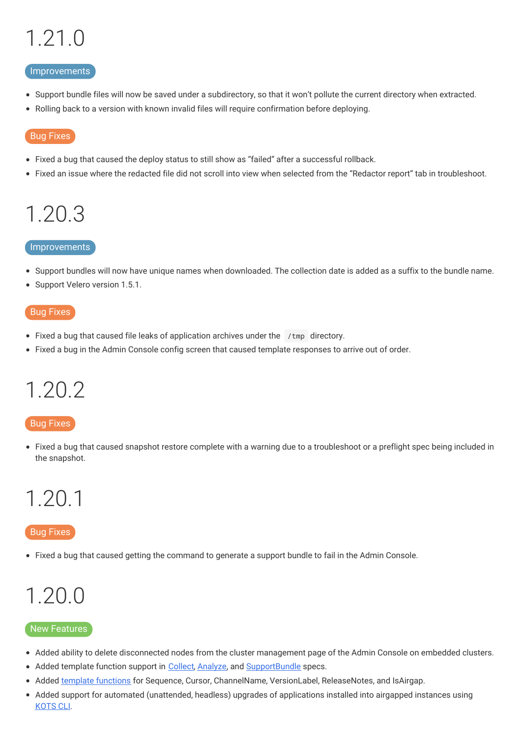# 1.21.0

Improvements

- Support bundle files will now be saved under a subdirectory, so that it won't pollute the current directory when extracted.
- Rolling back to a version with known invalid files will require confirmation before deploying.

Bug Fixes

- Fixed a bug that caused the deploy status to still show as "failed" after a successful rollback.
- Fixed an issue where the redacted file did not scroll into view when selected from the "Redactor report" tab in troubleshoot.

# 1.20.3

Improvements

- Support bundles will now have unique names when downloaded. The collection date is added as a suffix to the bundle name.
- Support Velero version 1.5.1.

Bug Fixes

- Fixed a bug that caused file leaks of application archives under the `/tmp` directory.
- Fixed a bug in the Admin Console config screen that caused template responses to arrive out of order.

# 1.20.2

Bug Fixes

- Fixed a bug that caused snapshot restore complete with a warning due to a troubleshoot or a preflight spec being included in the snapshot.

# 1.20.1

Bug Fixes

- Fixed a bug that caused getting the command to generate a support bundle to fail in the Admin Console.

# 1.20.0

New Features

- Added ability to delete disconnected nodes from the cluster management page of the Admin Console on embedded clusters.
- Added template function support in Collect, Analyze, and SupportBundle specs.
- Added template functions for Sequence, Cursor, ChannelName, VersionLabel, ReleaseNotes, and IsAirgap.
- Added support for automated (unattended, headless) upgrades of applications installed into airgapped instances using KOTS CLI.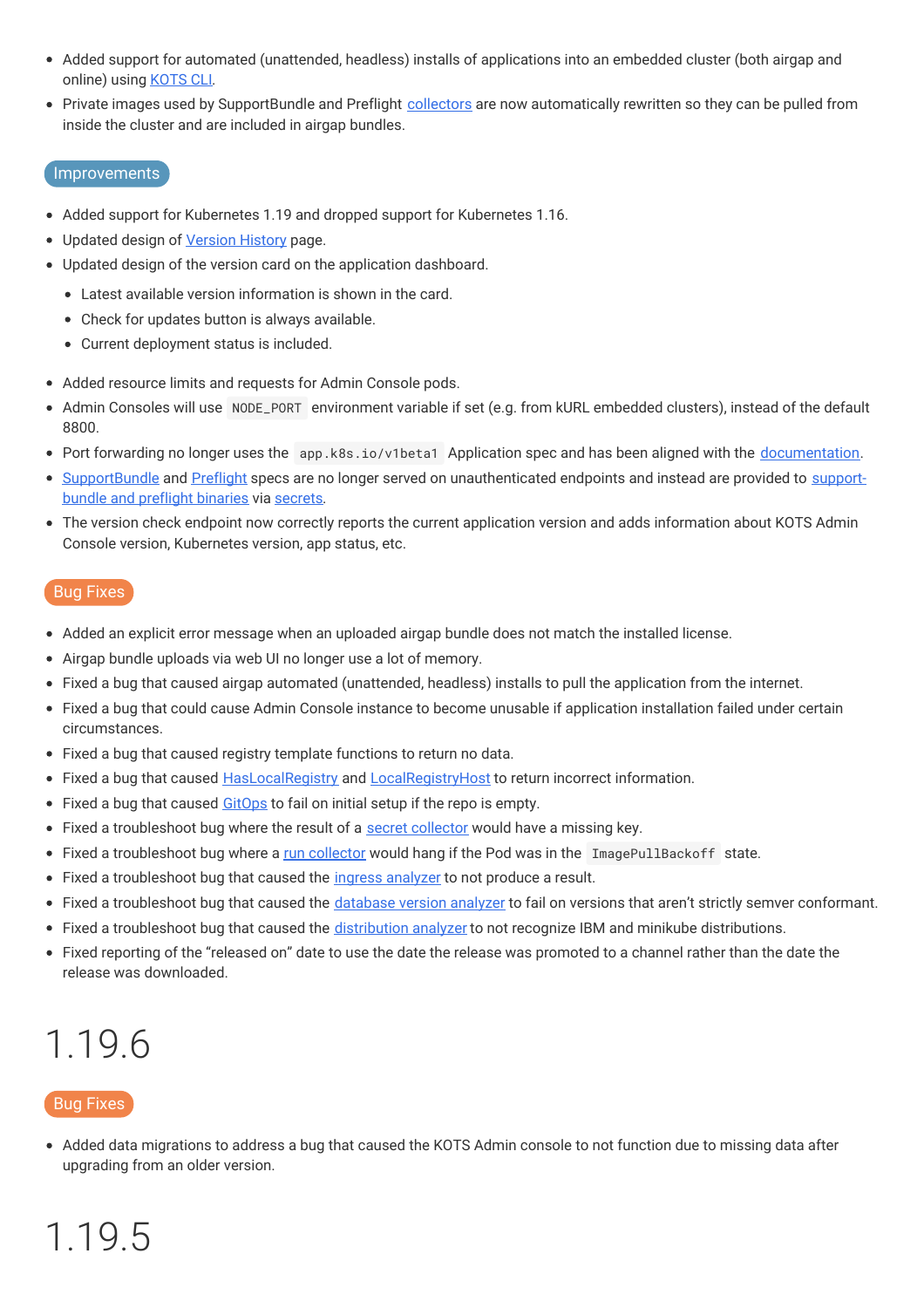- Added support for automated (unattended, headless) installs of applications into an embedded cluster (both airgap and online) using KOTS CLI.
- Private images used by SupportBundle and Preflight collectors are now automatically rewritten so they can be pulled from inside the cluster and are included in airgap bundles.

### Improvements

- Added support for Kubernetes 1.19 and dropped support for Kubernetes 1.16.
- Updated design of Version History page.
- Updated design of the version card on the application dashboard.
  - Latest available version information is shown in the card.
  - Check for updates button is always available.
  - Current deployment status is included.
- Added resource limits and requests for Admin Console pods.
- Admin Consoles will use `NODE_PORT` environment variable if set (e.g. from kURL embedded clusters), instead of the default 8800.
- Port forwarding no longer uses the `app.k8s.io/v1beta1` Application spec and has been aligned with the documentation.
- SupportBundle and Preflight specs are no longer served on unauthenticated endpoints and instead are provided to support-bundle and preflight binaries via secrets.
- The version check endpoint now correctly reports the current application version and adds information about KOTS Admin Console version, Kubernetes version, app status, etc.

### Bug Fixes

- Added an explicit error message when an uploaded airgap bundle does not match the installed license.
- Airgap bundle uploads via web UI no longer use a lot of memory.
- Fixed a bug that caused airgap automated (unattended, headless) installs to pull the application from the internet.
- Fixed a bug that could cause Admin Console instance to become unusable if application installation failed under certain circumstances.
- Fixed a bug that caused registry template functions to return no data.
- Fixed a bug that caused HasLocalRegistry and LocalRegistryHost to return incorrect information.
- Fixed a bug that caused GitOps to fail on initial setup if the repo is empty.
- Fixed a troubleshoot bug where the result of a secret collector would have a missing key.
- Fixed a troubleshoot bug where a run collector would hang if the Pod was in the `ImagePullBackoff` state.
- Fixed a troubleshoot bug that caused the ingress analyzer to not produce a result.
- Fixed a troubleshoot bug that caused the database version analyzer to fail on versions that aren't strictly semver conformant.
- Fixed a troubleshoot bug that caused the distribution analyzer to not recognize IBM and minikube distributions.
- Fixed reporting of the "released on" date to use the date the release was promoted to a channel rather than the date the release was downloaded.

# 1.19.6

### Bug Fixes

- Added data migrations to address a bug that caused the KOTS Admin console to not function due to missing data after upgrading from an older version.

# 1.19.5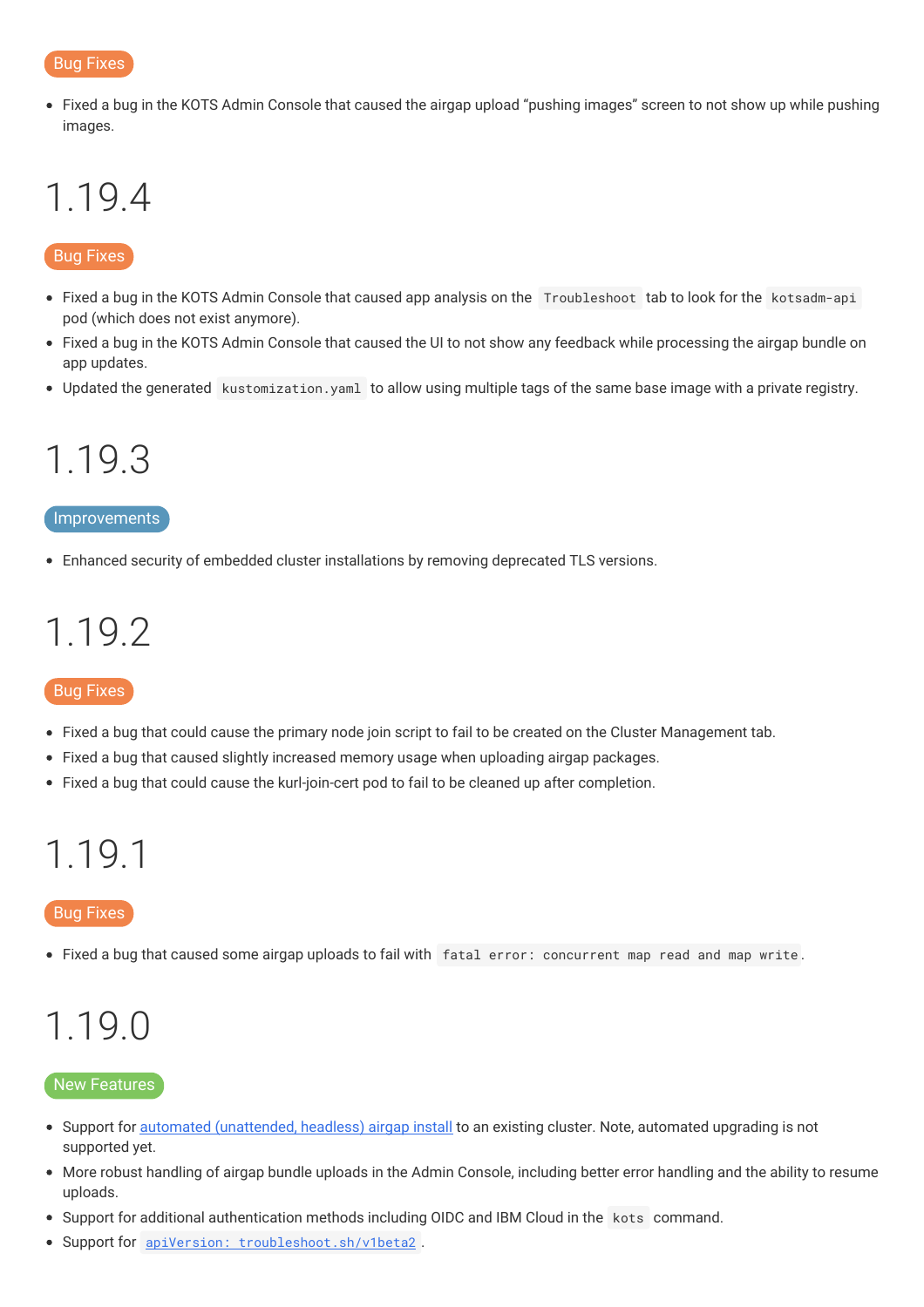Bug Fixes

- Fixed a bug in the KOTS Admin Console that caused the airgap upload “pushing images” screen to not show up while pushing images.

# 1.19.4

Bug Fixes

- Fixed a bug in the KOTS Admin Console that caused app analysis on the `Troubleshoot` tab to look for the `kotsadm-api` pod (which does not exist anymore).
- Fixed a bug in the KOTS Admin Console that caused the UI to not show any feedback while processing the airgap bundle on app updates.
- Updated the generated `kustomization.yaml` to allow using multiple tags of the same base image with a private registry.

# 1.19.3

Improvements

- Enhanced security of embedded cluster installations by removing deprecated TLS versions.

# 1.19.2

Bug Fixes

- Fixed a bug that could cause the primary node join script to fail to be created on the Cluster Management tab.
- Fixed a bug that caused slightly increased memory usage when uploading airgap packages.
- Fixed a bug that could cause the kurl-join-cert pod to fail to be cleaned up after completion.

# 1.19.1

Bug Fixes

- Fixed a bug that caused some airgap uploads to fail with `fatal error: concurrent map read and map write`.

# 1.19.0

New Features

- Support for automated (unattended, headless) airgap install to an existing cluster. Note, automated upgrading is not supported yet.
- More robust handling of airgap bundle uploads in the Admin Console, including better error handling and the ability to resume uploads.
- Support for additional authentication methods including OIDC and IBM Cloud in the `kots` command.
- Support for `apiVersion: troubleshoot.sh/v1beta2`.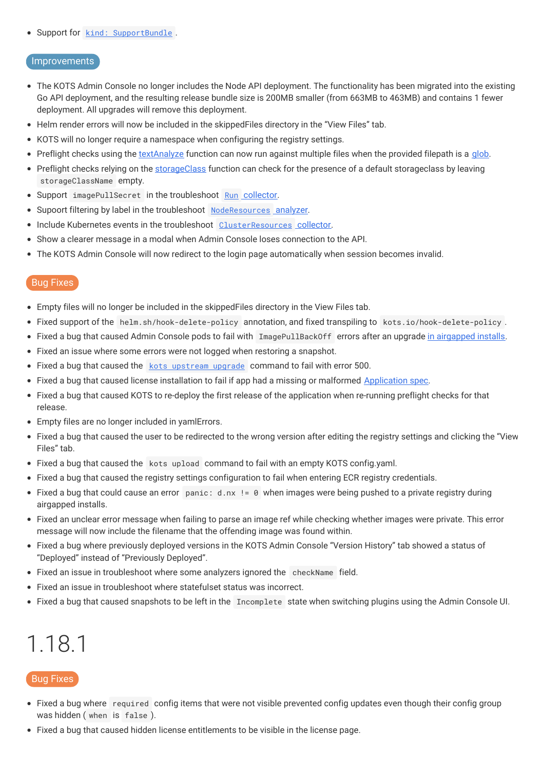- Support for `kind: SupportBundle`.

### Improvements

- The KOTS Admin Console no longer includes the Node API deployment. The functionality has been migrated into the existing Go API deployment, and the resulting release bundle size is 200MB smaller (from 663MB to 463MB) and contains 1 fewer deployment. All upgrades will remove this deployment.
- Helm render errors will now be included in the skippedFiles directory in the "View Files" tab.
- KOTS will no longer require a namespace when configuring the registry settings.
- Preflight checks using the textAnalyze function can now run against multiple files when the provided filepath is a glob.
- Preflight checks relying on the storageClass function can check for the presence of a default storageclass by leaving `storageClassName` empty.
- Support `imagePullSecret` in the troubleshoot `Run` collector.
- Supoort filtering by label in the troubleshoot `NodeResources` analyzer.
- Include Kubernetes events in the troubleshoot `ClusterResources` collector.
- Show a clearer message in a modal when Admin Console loses connection to the API.
- The KOTS Admin Console will now redirect to the login page automatically when session becomes invalid.

### Bug Fixes

- Empty files will no longer be included in the skippedFiles directory in the View Files tab.
- Fixed support of the `helm.sh/hook-delete-policy` annotation, and fixed transpiling to `kots.io/hook-delete-policy`.
- Fixed a bug that caused Admin Console pods to fail with `ImagePullBackOff` errors after an upgrade in airgapped installs.
- Fixed an issue where some errors were not logged when restoring a snapshot.
- Fixed a bug that caused the `kots upstream upgrade` command to fail with error 500.
- Fixed a bug that caused license installation to fail if app had a missing or malformed Application spec.
- Fixed a bug that caused KOTS to re-deploy the first release of the application when re-running preflight checks for that release.
- Empty files are no longer included in yamlErrors.
- Fixed a bug that caused the user to be redirected to the wrong version after editing the registry settings and clicking the "View Files" tab.
- Fixed a bug that caused the `kots upload` command to fail with an empty KOTS config.yaml.
- Fixed a bug that caused the registry settings configuration to fail when entering ECR registry credentials.
- Fixed a bug that could cause an error `panic: d.nx != 0` when images were being pushed to a private registry during airgapped installs.
- Fixed an unclear error message when failing to parse an image ref while checking whether images were private. This error message will now include the filename that the offending image was found within.
- Fixed a bug where previously deployed versions in the KOTS Admin Console "Version History" tab showed a status of "Deployed" instead of "Previously Deployed".
- Fixed an issue in troubleshoot where some analyzers ignored the `checkName` field.
- Fixed an issue in troubleshoot where statefulset status was incorrect.
- Fixed a bug that caused snapshots to be left in the `Incomplete` state when switching plugins using the Admin Console UI.

# 1.18.1

### Bug Fixes

- Fixed a bug where `required` config items that were not visible prevented config updates even though their config group was hidden (`when` is `false`).
- Fixed a bug that caused hidden license entitlements to be visible in the license page.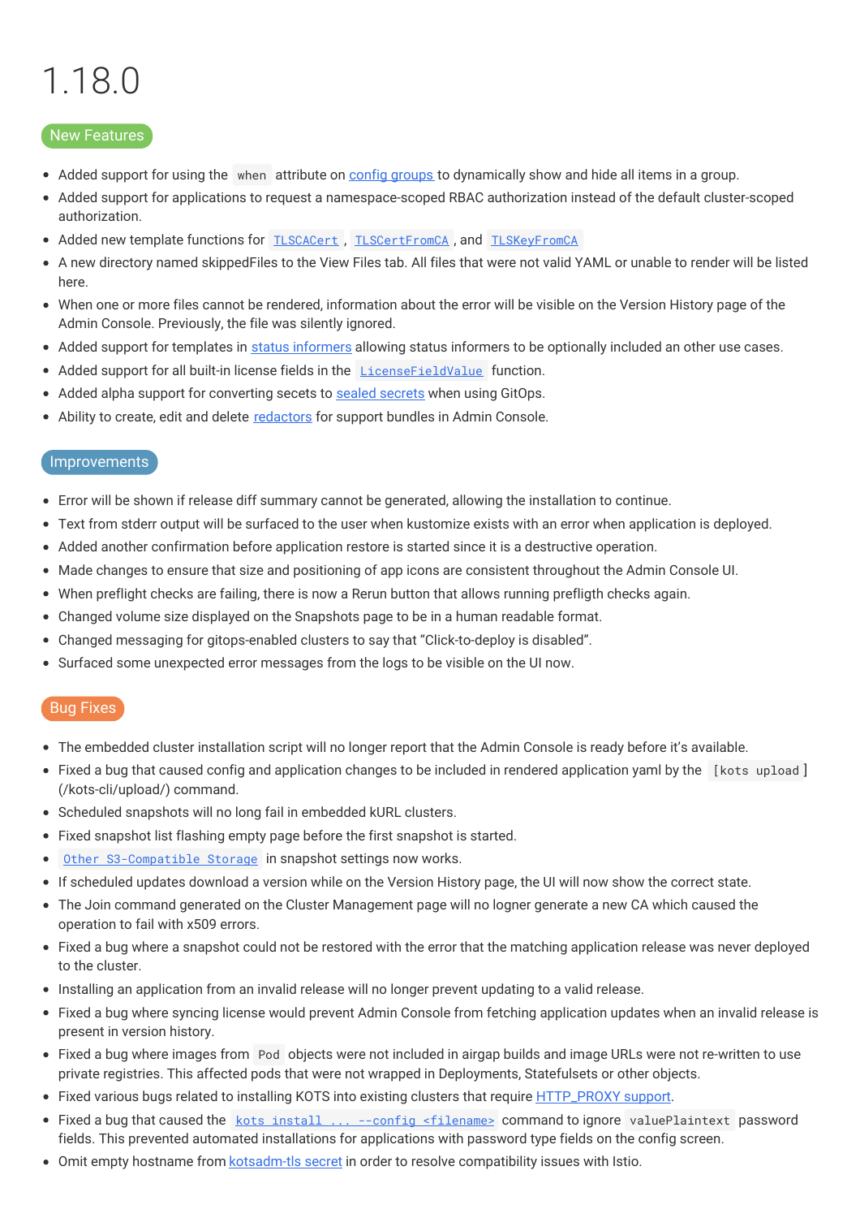# 1.18.0

## New Features

- Added support for using the `when` attribute on [config groups](#) to dynamically show and hide all items in a group.
- Added support for applications to request a namespace-scoped RBAC authorization instead of the default cluster-scoped authorization.
- Added new template functions for [`TLSCACert`](#), [`TLSCertFromCA`](#), and [`TLSKeyFromCA`](#)
- A new directory named skippedFiles to the View Files tab. All files that were not valid YAML or unable to render will be listed here.
- When one or more files cannot be rendered, information about the error will be visible on the Version History page of the Admin Console. Previously, the file was silently ignored.
- Added support for templates in [status informers](#) allowing status informers to be optionally included an other use cases.
- Added support for all built-in license fields in the [`LicenseFieldValue`](#) function.
- Added alpha support for converting secets to [sealed secrets](#) when using GitOps.
- Ability to create, edit and delete [redactors](#) for support bundles in Admin Console.

## Improvements

- Error will be shown if release diff summary cannot be generated, allowing the installation to continue.
- Text from stderr output will be surfaced to the user when kustomize exists with an error when application is deployed.
- Added another confirmation before application restore is started since it is a destructive operation.
- Made changes to ensure that size and positioning of app icons are consistent throughout the Admin Console UI.
- When preflight checks are failing, there is now a Rerun button that allows running prefligth checks again.
- Changed volume size displayed on the Snapshots page to be in a human readable format.
- Changed messaging for gitops-enabled clusters to say that "Click-to-deploy is disabled".
- Surfaced some unexpected error messages from the logs to be visible on the UI now.

## Bug Fixes

- The embedded cluster installation script will no longer report that the Admin Console is ready before it's available.
- Fixed a bug that caused config and application changes to be included in rendered application yaml by the [`kots upload`] (/kots-cli/upload/) command.
- Scheduled snapshots will no long fail in embedded kURL clusters.
- Fixed snapshot list flashing empty page before the first snapshot is started.
- [`Other S3-Compatible Storage`](#) in snapshot settings now works.
- If scheduled updates download a version while on the Version History page, the UI will now show the correct state.
- The Join command generated on the Cluster Management page will no logner generate a new CA which caused the operation to fail with x509 errors.
- Fixed a bug where a snapshot could not be restored with the error that the matching application release was never deployed to the cluster.
- Installing an application from an invalid release will no longer prevent updating to a valid release.
- Fixed a bug where syncing license would prevent Admin Console from fetching application updates when an invalid release is present in version history.
- Fixed a bug where images from `Pod` objects were not included in airgap builds and image URLs were not re-written to use private registries. This affected pods that were not wrapped in Deployments, Statefulsets or other objects.
- Fixed various bugs related to installing KOTS into existing clusters that require [HTTP_PROXY support](#).
- Fixed a bug that caused the [`kots install ... --config <filename>`](#) command to ignore `valuePlaintext` password fields. This prevented automated installations for applications with password type fields on the config screen.
- Omit empty hostname from [kotsadm-tls secret](#) in order to resolve compatibility issues with Istio.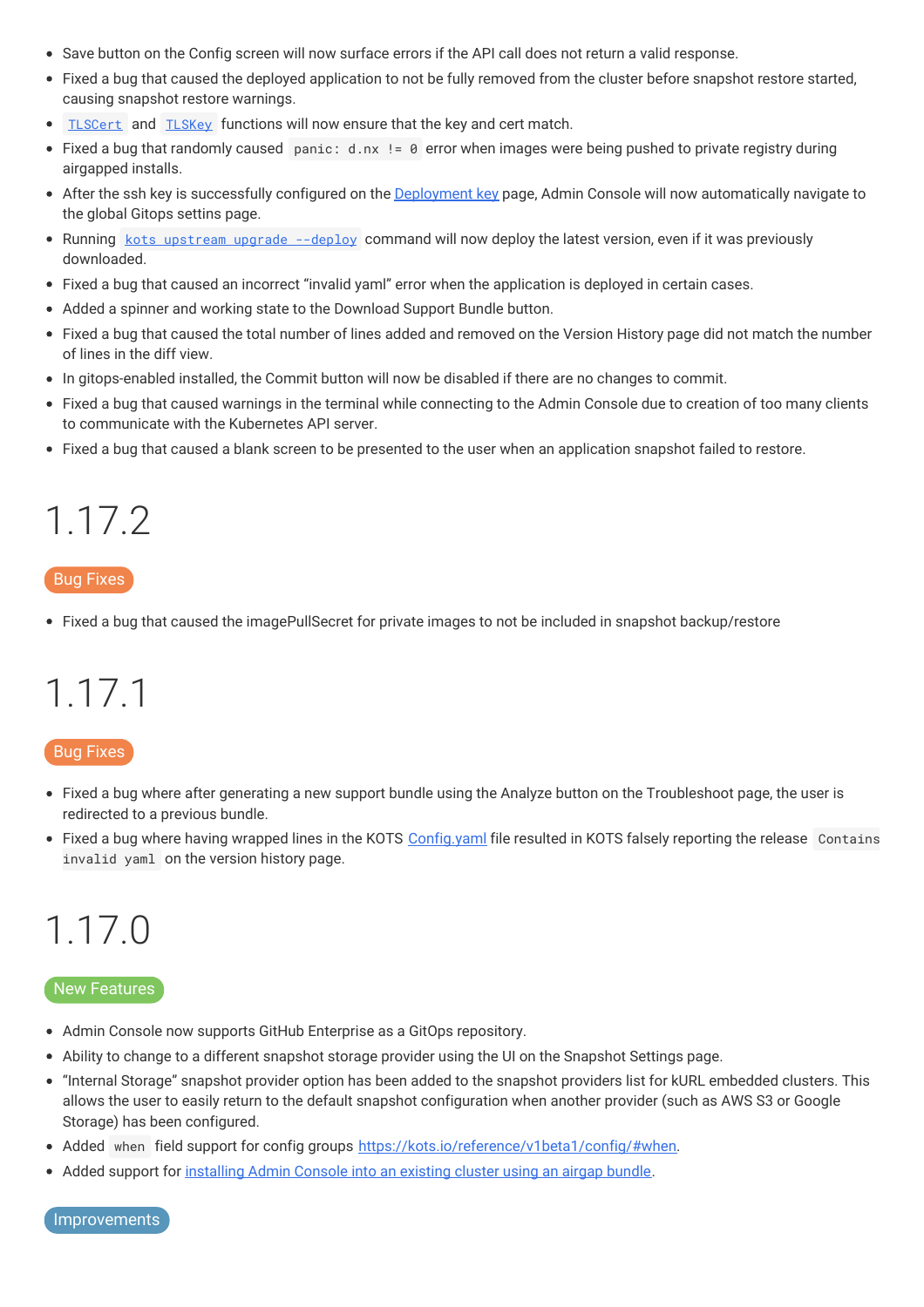- Save button on the Config screen will now surface errors if the API call does not return a valid response.
- Fixed a bug that caused the deployed application to not be fully removed from the cluster before snapshot restore started, causing snapshot restore warnings.
- `TLSCert` and `TLSKey` functions will now ensure that the key and cert match.
- Fixed a bug that randomly caused `panic: d.nx != 0` error when images were being pushed to private registry during airgapped installs.
- After the ssh key is successfully configured on the [Deployment key](#) page, Admin Console will now automatically navigate to the global Gitops settins page.
- Running `kots upstream upgrade --deploy` command will now deploy the latest version, even if it was previously downloaded.
- Fixed a bug that caused an incorrect "invalid yaml" error when the application is deployed in certain cases.
- Added a spinner and working state to the Download Support Bundle button.
- Fixed a bug that caused the total number of lines added and removed on the Version History page did not match the number of lines in the diff view.
- In gitops-enabled installed, the Commit button will now be disabled if there are no changes to commit.
- Fixed a bug that caused warnings in the terminal while connecting to the Admin Console due to creation of too many clients to communicate with the Kubernetes API server.
- Fixed a bug that caused a blank screen to be presented to the user when an application snapshot failed to restore.

# 1.17.2

Bug Fixes

- Fixed a bug that caused the imagePullSecret for private images to not be included in snapshot backup/restore

# 1.17.1

Bug Fixes

- Fixed a bug where after generating a new support bundle using the Analyze button on the Troubleshoot page, the user is redirected to a previous bundle.
- Fixed a bug where having wrapped lines in the KOTS [Config.yaml](#) file resulted in KOTS falsely reporting the release `Contains invalid yaml` on the version history page.

# 1.17.0

New Features

- Admin Console now supports GitHub Enterprise as a GitOps repository.
- Ability to change to a different snapshot storage provider using the UI on the Snapshot Settings page.
- "Internal Storage" snapshot provider option has been added to the snapshot providers list for kURL embedded clusters. This allows the user to easily return to the default snapshot configuration when another provider (such as AWS S3 or Google Storage) has been configured.
- Added `when` field support for config groups [https://kots.io/reference/v1beta1/config/#when](https://kots.io/reference/v1beta1/config/#when).
- Added support for [installing Admin Console into an existing cluster using an airgap bundle](#).

Improvements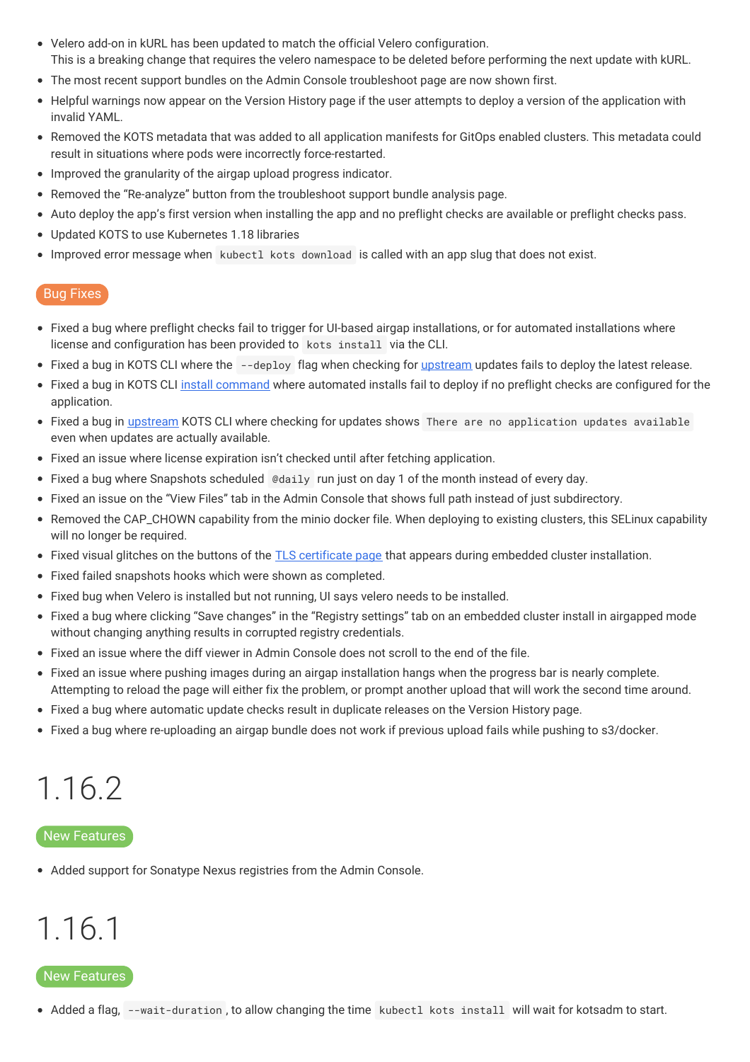- Velero add-on in kURL has been updated to match the official Velero configuration.
  This is a breaking change that requires the velero namespace to be deleted before performing the next update with kURL.
- The most recent support bundles on the Admin Console troubleshoot page are now shown first.
- Helpful warnings now appear on the Version History page if the user attempts to deploy a version of the application with invalid YAML.
- Removed the KOTS metadata that was added to all application manifests for GitOps enabled clusters. This metadata could result in situations where pods were incorrectly force-restarted.
- Improved the granularity of the airgap upload progress indicator.
- Removed the “Re-analyze” button from the troubleshoot support bundle analysis page.
- Auto deploy the app’s first version when installing the app and no preflight checks are available or preflight checks pass.
- Updated KOTS to use Kubernetes 1.18 libraries
- Improved error message when `kubectl kots download` is called with an app slug that does not exist.

### Bug Fixes

- Fixed a bug where preflight checks fail to trigger for UI-based airgap installations, or for automated installations where license and configuration has been provided to `kots install` via the CLI.
- Fixed a bug in KOTS CLI where the `--deploy` flag when checking for upstream updates fails to deploy the latest release.
- Fixed a bug in KOTS CLI install command where automated installs fail to deploy if no preflight checks are configured for the application.
- Fixed a bug in upstream KOTS CLI where checking for updates shows `There are no application updates available` even when updates are actually available.
- Fixed an issue where license expiration isn’t checked until after fetching application.
- Fixed a bug where Snapshots scheduled `@daily` run just on day 1 of the month instead of every day.
- Fixed an issue on the “View Files” tab in the Admin Console that shows full path instead of just subdirectory.
- Removed the CAP_CHOWN capability from the minio docker file. When deploying to existing clusters, this SELinux capability will no longer be required.
- Fixed visual glitches on the buttons of the TLS certificate page that appears during embedded cluster installation.
- Fixed failed snapshots hooks which were shown as completed.
- Fixed bug when Velero is installed but not running, UI says velero needs to be installed.
- Fixed a bug where clicking “Save changes” in the “Registry settings” tab on an embedded cluster install in airgapped mode without changing anything results in corrupted registry credentials.
- Fixed an issue where the diff viewer in Admin Console does not scroll to the end of the file.
- Fixed an issue where pushing images during an airgap installation hangs when the progress bar is nearly complete. Attempting to reload the page will either fix the problem, or prompt another upload that will work the second time around.
- Fixed a bug where automatic update checks result in duplicate releases on the Version History page.
- Fixed a bug where re-uploading an airgap bundle does not work if previous upload fails while pushing to s3/docker.

# 1.16.2

### New Features

- Added support for Sonatype Nexus registries from the Admin Console.

# 1.16.1

### New Features

- Added a flag, `--wait-duration`, to allow changing the time `kubectl kots install` will wait for kotsadm to start.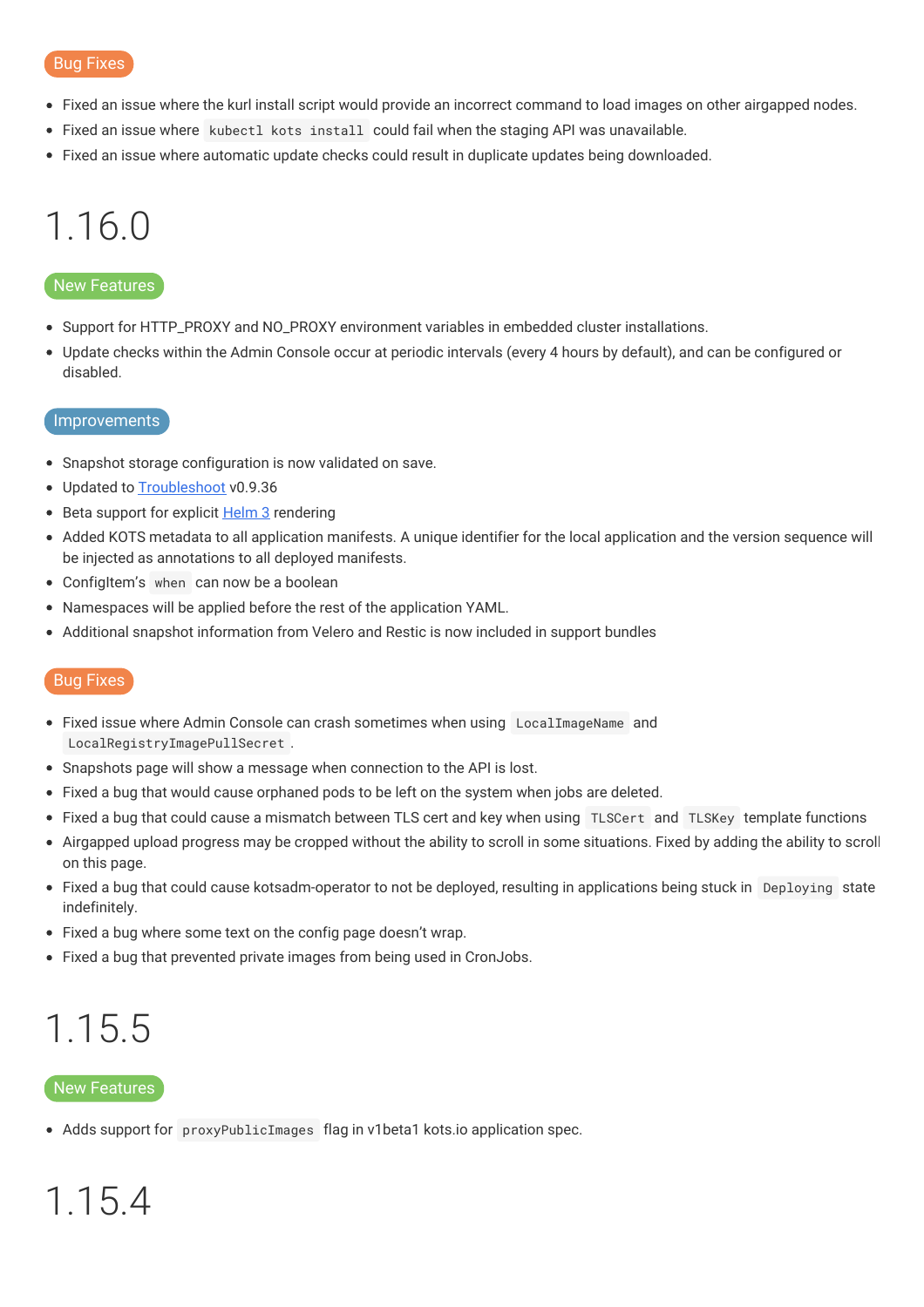**Bug Fixes**

- Fixed an issue where the kurl install script would provide an incorrect command to load images on other airgapped nodes.
- Fixed an issue where `kubectl kots install` could fail when the staging API was unavailable.
- Fixed an issue where automatic update checks could result in duplicate updates being downloaded.

# 1.16.0

**New Features**

- Support for HTTP_PROXY and NO_PROXY environment variables in embedded cluster installations.
- Update checks within the Admin Console occur at periodic intervals (every 4 hours by default), and can be configured or disabled.

**Improvements**

- Snapshot storage configuration is now validated on save.
- Updated to [Troubleshoot]() v0.9.36
- Beta support for explicit [Helm 3]() rendering
- Added KOTS metadata to all application manifests. A unique identifier for the local application and the version sequence will be injected as annotations to all deployed manifests.
- ConfigItem's `when` can now be a boolean
- Namespaces will be applied before the rest of the application YAML.
- Additional snapshot information from Velero and Restic is now included in support bundles

**Bug Fixes**

- Fixed issue where Admin Console can crash sometimes when using `LocalImageName` and `LocalRegistryImagePullSecret`.
- Snapshots page will show a message when connection to the API is lost.
- Fixed a bug that would cause orphaned pods to be left on the system when jobs are deleted.
- Fixed a bug that could cause a mismatch between TLS cert and key when using `TLSCert` and `TLSKey` template functions
- Airgapped upload progress may be cropped without the ability to scroll in some situations. Fixed by adding the ability to scroll on this page.
- Fixed a bug that could cause kotsadm-operator to not be deployed, resulting in applications being stuck in `Deploying` state indefinitely.
- Fixed a bug where some text on the config page doesn't wrap.
- Fixed a bug that prevented private images from being used in CronJobs.

# 1.15.5

**New Features**

- Adds support for `proxyPublicImages` flag in v1beta1 kots.io application spec.

# 1.15.4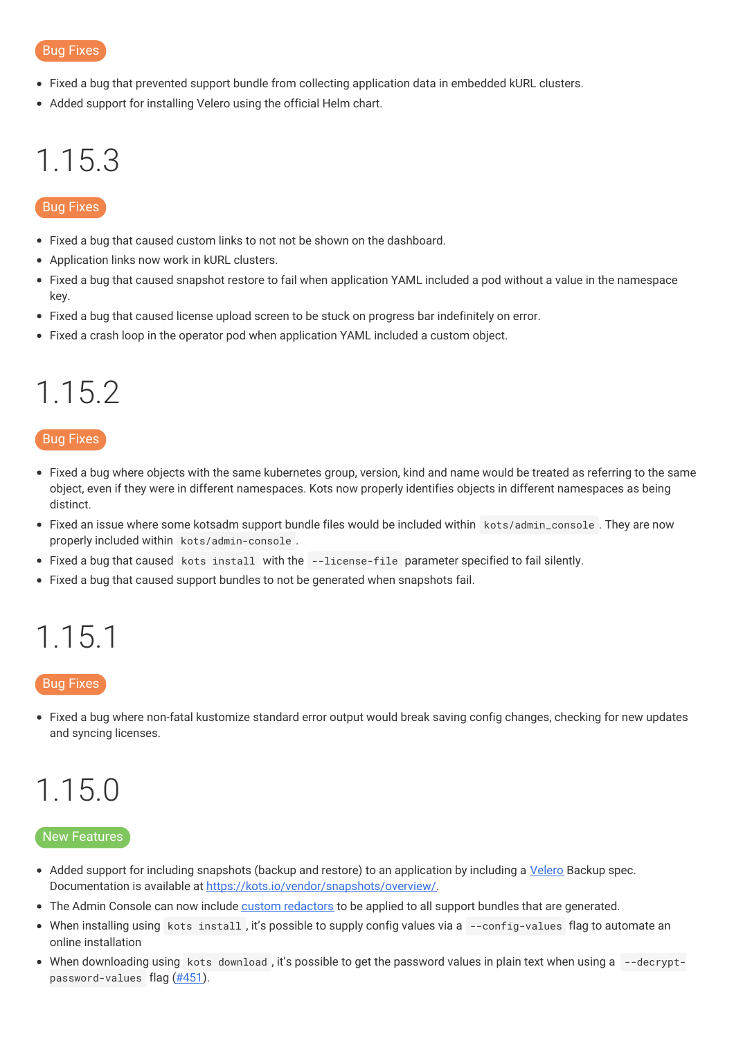Bug Fixes

- Fixed a bug that prevented support bundle from collecting application data in embedded kURL clusters.
- Added support for installing Velero using the official Helm chart.

# 1.15.3

Bug Fixes

- Fixed a bug that caused custom links to not not be shown on the dashboard.
- Application links now work in kURL clusters.
- Fixed a bug that caused snapshot restore to fail when application YAML included a pod without a value in the namespace key.
- Fixed a bug that caused license upload screen to be stuck on progress bar indefinitely on error.
- Fixed a crash loop in the operator pod when application YAML included a custom object.

# 1.15.2

Bug Fixes

- Fixed a bug where objects with the same kubernetes group, version, kind and name would be treated as referring to the same object, even if they were in different namespaces. Kots now properly identifies objects in different namespaces as being distinct.
- Fixed an issue where some kotsadm support bundle files would be included within `kots/admin_console`. They are now properly included within `kots/admin-console`.
- Fixed a bug that caused `kots install` with the `--license-file` parameter specified to fail silently.
- Fixed a bug that caused support bundles to not be generated when snapshots fail.

# 1.15.1

Bug Fixes

- Fixed a bug where non-fatal kustomize standard error output would break saving config changes, checking for new updates and syncing licenses.

# 1.15.0

New Features

- Added support for including snapshots (backup and restore) to an application by including a [Velero](#) Backup spec. Documentation is available at [https://kots.io/vendor/snapshots/overview/](https://kots.io/vendor/snapshots/overview/).
- The Admin Console can now include [custom redactors](#) to be applied to all support bundles that are generated.
- When installing using `kots install`, it's possible to supply config values via a `--config-values` flag to automate an online installation
- When downloading using `kots download`, it's possible to get the password values in plain text when using a `--decrypt-password-values` flag ([#451](#)).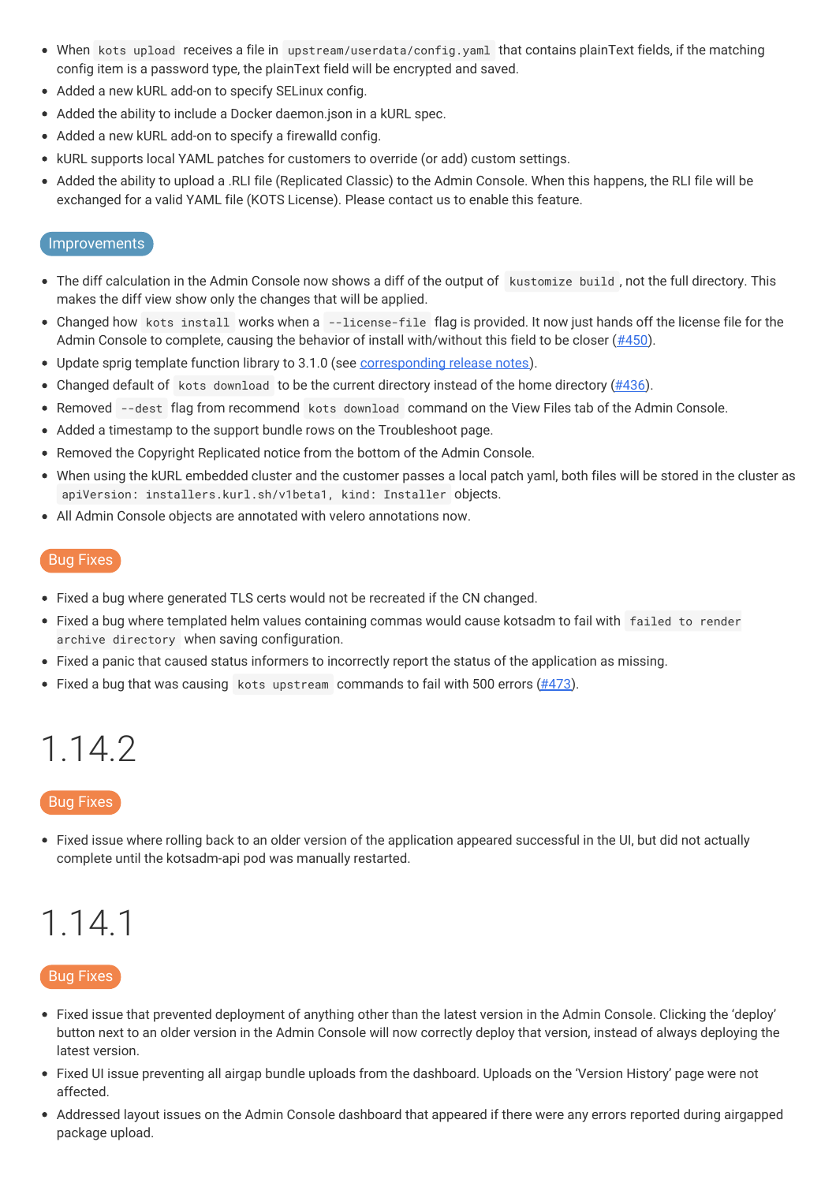- When `kots upload` receives a file in `upstream/userdata/config.yaml` that contains plainText fields, if the matching config item is a password type, the plainText field will be encrypted and saved.
- Added a new kURL add-on to specify SELinux config.
- Added the ability to include a Docker daemon.json in a kURL spec.
- Added a new kURL add-on to specify a firewalld config.
- kURL supports local YAML patches for customers to override (or add) custom settings.
- Added the ability to upload a .RLI file (Replicated Classic) to the Admin Console. When this happens, the RLI file will be exchanged for a valid YAML file (KOTS License). Please contact us to enable this feature.

Improvements

- The diff calculation in the Admin Console now shows a diff of the output of `kustomize build`, not the full directory. This makes the diff view show only the changes that will be applied.
- Changed how `kots install` works when a `--license-file` flag is provided. It now just hands off the license file for the Admin Console to complete, causing the behavior of install with/without this field to be closer (#450).
- Update sprig template function library to 3.1.0 (see corresponding release notes).
- Changed default of `kots download` to be the current directory instead of the home directory (#436).
- Removed `--dest` flag from recommend `kots download` command on the View Files tab of the Admin Console.
- Added a timestamp to the support bundle rows on the Troubleshoot page.
- Removed the Copyright Replicated notice from the bottom of the Admin Console.
- When using the kURL embedded cluster and the customer passes a local patch yaml, both files will be stored in the cluster as `apiVersion: installers.kurl.sh/v1beta1, kind: Installer` objects.
- All Admin Console objects are annotated with velero annotations now.

Bug Fixes

- Fixed a bug where generated TLS certs would not be recreated if the CN changed.
- Fixed a bug where templated helm values containing commas would cause kotsadm to fail with `failed to render archive directory` when saving configuration.
- Fixed a panic that caused status informers to incorrectly report the status of the application as missing.
- Fixed a bug that was causing `kots upstream` commands to fail with 500 errors (#473).

# 1.14.2

Bug Fixes

- Fixed issue where rolling back to an older version of the application appeared successful in the UI, but did not actually complete until the kotsadm-api pod was manually restarted.

# 1.14.1

Bug Fixes

- Fixed issue that prevented deployment of anything other than the latest version in the Admin Console. Clicking the 'deploy' button next to an older version in the Admin Console will now correctly deploy that version, instead of always deploying the latest version.
- Fixed UI issue preventing all airgap bundle uploads from the dashboard. Uploads on the 'Version History' page were not affected.
- Addressed layout issues on the Admin Console dashboard that appeared if there were any errors reported during airgapped package upload.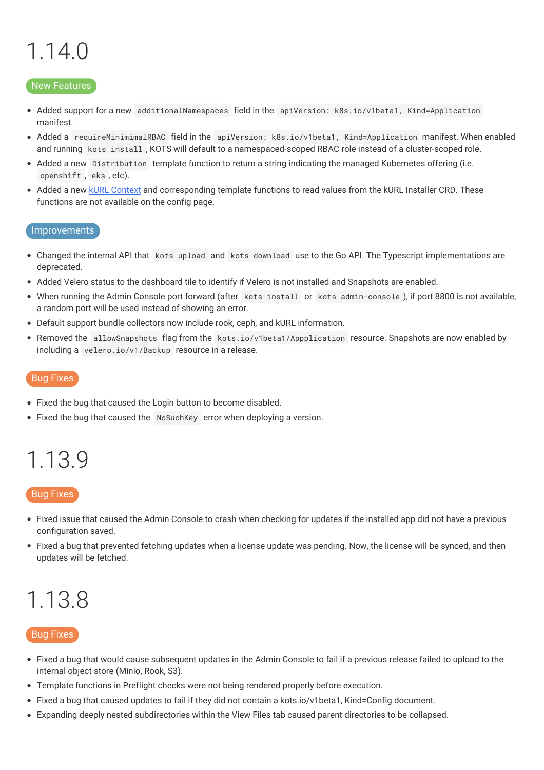# 1.14.0

New Features

- Added support for a new `additionalNamespaces` field in the `apiVersion: k8s.io/v1beta1, Kind=Application` manifest.
- Added a `requireMinimimalRBAC` field in the `apiVersion: k8s.io/v1beta1, Kind=Application` manifest. When enabled and running `kots install`, KOTS will default to a namespaced-scoped RBAC role instead of a cluster-scoped role.
- Added a new `Distribution` template function to return a string indicating the managed Kubernetes offering (i.e. `openshift`, `eks`, etc).
- Added a new [kURL Context](#) and corresponding template functions to read values from the kURL Installer CRD. These functions are not available on the config page.

Improvements

- Changed the internal API that `kots upload` and `kots download` use to the Go API. The Typescript implementations are deprecated.
- Added Velero status to the dashboard tile to identify if Velero is not installed and Snapshots are enabled.
- When running the Admin Console port forward (after `kots install` or `kots admin-console`), if port 8800 is not available, a random port will be used instead of showing an error.
- Default support bundle collectors now include rook, ceph, and kURL information.
- Removed the `allowSnapshots` flag from the `kots.io/v1beta1/Appplication` resource. Snapshots are now enabled by including a `velero.io/v1/Backup` resource in a release.

Bug Fixes

- Fixed the bug that caused the Login button to become disabled.
- Fixed the bug that caused the `NoSuchKey` error when deploying a version.

# 1.13.9

Bug Fixes

- Fixed issue that caused the Admin Console to crash when checking for updates if the installed app did not have a previous configuration saved.
- Fixed a bug that prevented fetching updates when a license update was pending. Now, the license will be synced, and then updates will be fetched.

# 1.13.8

Bug Fixes

- Fixed a bug that would cause subsequent updates in the Admin Console to fail if a previous release failed to upload to the internal object store (Minio, Rook, S3).
- Template functions in Preflight checks were not being rendered properly before execution.
- Fixed a bug that caused updates to fail if they did not contain a kots.io/v1beta1, Kind=Config document.
- Expanding deeply nested subdirectories within the View Files tab caused parent directories to be collapsed.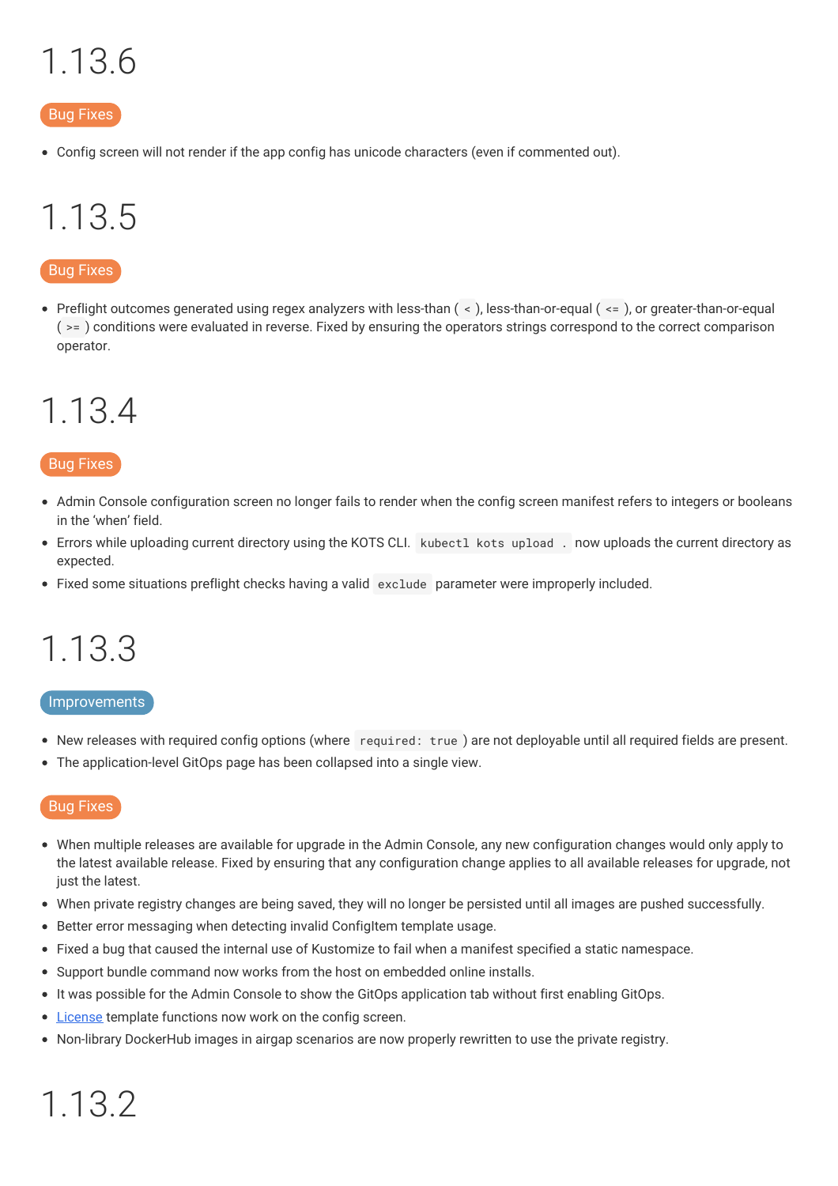# 1.13.6

**Bug Fixes**

- Config screen will not render if the app config has unicode characters (even if commented out).

# 1.13.5

**Bug Fixes**

- Preflight outcomes generated using regex analyzers with less-than ( `<` ), less-than-or-equal ( `<=` ), or greater-than-or-equal ( `>=` ) conditions were evaluated in reverse. Fixed by ensuring the operators strings correspond to the correct comparison operator.

# 1.13.4

**Bug Fixes**

- Admin Console configuration screen no longer fails to render when the config screen manifest refers to integers or booleans in the 'when' field.
- Errors while uploading current directory using the KOTS CLI. `kubectl kots upload .` now uploads the current directory as expected.
- Fixed some situations preflight checks having a valid `exclude` parameter were improperly included.

# 1.13.3

**Improvements**

- New releases with required config options (where `required: true` ) are not deployable until all required fields are present.
- The application-level GitOps page has been collapsed into a single view.

**Bug Fixes**

- When multiple releases are available for upgrade in the Admin Console, any new configuration changes would only apply to the latest available release. Fixed by ensuring that any configuration change applies to all available releases for upgrade, not just the latest.
- When private registry changes are being saved, they will no longer be persisted until all images are pushed successfully.
- Better error messaging when detecting invalid ConfigItem template usage.
- Fixed a bug that caused the internal use of Kustomize to fail when a manifest specified a static namespace.
- Support bundle command now works from the host on embedded online installs.
- It was possible for the Admin Console to show the GitOps application tab without first enabling GitOps.
- License template functions now work on the config screen.
- Non-library DockerHub images in airgap scenarios are now properly rewritten to use the private registry.

# 1.13.2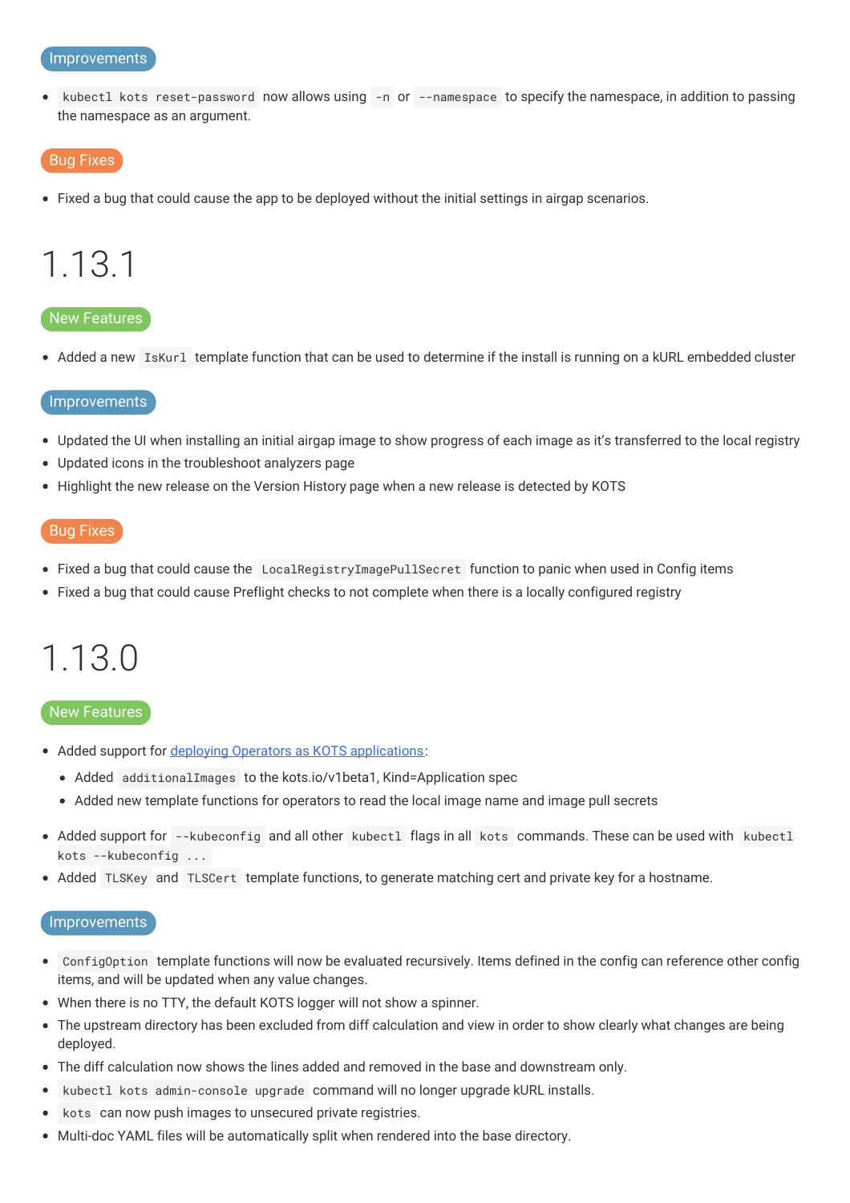### Improvements

- `kubectl kots reset-password` now allows using `-n` or `--namespace` to specify the namespace, in addition to passing the namespace as an argument.

### Bug Fixes

- Fixed a bug that could cause the app to be deployed without the initial settings in airgap scenarios.

# 1.13.1

### New Features

- Added a new `IsKurl` template function that can be used to determine if the install is running on a kURL embedded cluster

### Improvements

- Updated the UI when installing an initial airgap image to show progress of each image as it's transferred to the local registry
- Updated icons in the troubleshoot analyzers page
- Highlight the new release on the Version History page when a new release is detected by KOTS

### Bug Fixes

- Fixed a bug that could cause the `LocalRegistryImagePullSecret` function to panic when used in Config items
- Fixed a bug that could cause Preflight checks to not complete when there is a locally configured registry

# 1.13.0

### New Features

- Added support for [deploying Operators as KOTS applications](#):
  - Added `additionalImages` to the kots.io/v1beta1, Kind=Application spec
  - Added new template functions for operators to read the local image name and image pull secrets
- Added support for `--kubeconfig` and all other `kubectl` flags in all `kots` commands. These can be used with `kubectl kots --kubeconfig ...`
- Added `TLSKey` and `TLSCert` template functions, to generate matching cert and private key for a hostname.

### Improvements

- `ConfigOption` template functions will now be evaluated recursively. Items defined in the config can reference other config items, and will be updated when any value changes.
- When there is no TTY, the default KOTS logger will not show a spinner.
- The upstream directory has been excluded from diff calculation and view in order to show clearly what changes are being deployed.
- The diff calculation now shows the lines added and removed in the base and downstream only.
- `kubectl kots admin-console upgrade` command will no longer upgrade kURL installs.
- `kots` can now push images to unsecured private registries.
- Multi-doc YAML files will be automatically split when rendered into the base directory.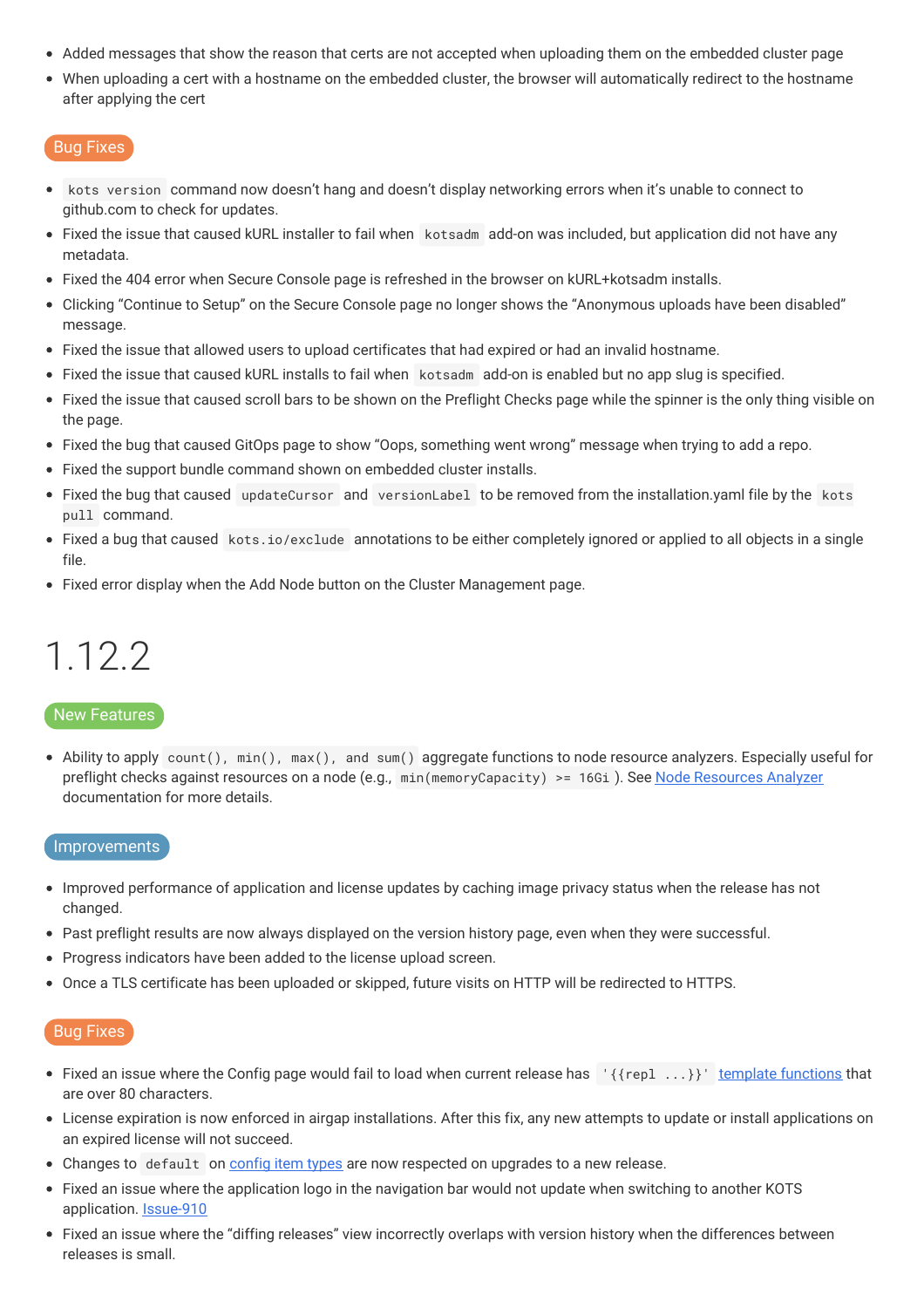- Added messages that show the reason that certs are not accepted when uploading them on the embedded cluster page
- When uploading a cert with a hostname on the embedded cluster, the browser will automatically redirect to the hostname after applying the cert

### Bug Fixes

- `kots version` command now doesn't hang and doesn't display networking errors when it's unable to connect to github.com to check for updates.
- Fixed the issue that caused kURL installer to fail when `kotsadm` add-on was included, but application did not have any metadata.
- Fixed the 404 error when Secure Console page is refreshed in the browser on kURL+kotsadm installs.
- Clicking "Continue to Setup" on the Secure Console page no longer shows the "Anonymous uploads have been disabled" message.
- Fixed the issue that allowed users to upload certificates that had expired or had an invalid hostname.
- Fixed the issue that caused kURL installs to fail when `kotsadm` add-on is enabled but no app slug is specified.
- Fixed the issue that caused scroll bars to be shown on the Preflight Checks page while the spinner is the only thing visible on the page.
- Fixed the bug that caused GitOps page to show "Oops, something went wrong" message when trying to add a repo.
- Fixed the support bundle command shown on embedded cluster installs.
- Fixed the bug that caused `updateCursor` and `versionLabel` to be removed from the installation.yaml file by the `kots pull` command.
- Fixed a bug that caused `kots.io/exclude` annotations to be either completely ignored or applied to all objects in a single file.
- Fixed error display when the Add Node button on the Cluster Management page.

# 1.12.2

### New Features

- Ability to apply `count(), min(), max(), and sum()` aggregate functions to node resource analyzers. Especially useful for preflight checks against resources on a node (e.g., `min(memoryCapacity) >= 16Gi`). See [Node Resources Analyzer]() documentation for more details.

### Improvements

- Improved performance of application and license updates by caching image privacy status when the release has not changed.
- Past preflight results are now always displayed on the version history page, even when they were successful.
- Progress indicators have been added to the license upload screen.
- Once a TLS certificate has been uploaded or skipped, future visits on HTTP will be redirected to HTTPS.

### Bug Fixes

- Fixed an issue where the Config page would fail to load when current release has `'{{repl ...}}'` [template functions]() that are over 80 characters.
- License expiration is now enforced in airgap installations. After this fix, any new attempts to update or install applications on an expired license will not succeed.
- Changes to `default` on [config item types]() are now respected on upgrades to a new release.
- Fixed an issue where the application logo in the navigation bar would not update when switching to another KOTS application. [Issue-910]()
- Fixed an issue where the "diffing releases" view incorrectly overlaps with version history when the differences between releases is small.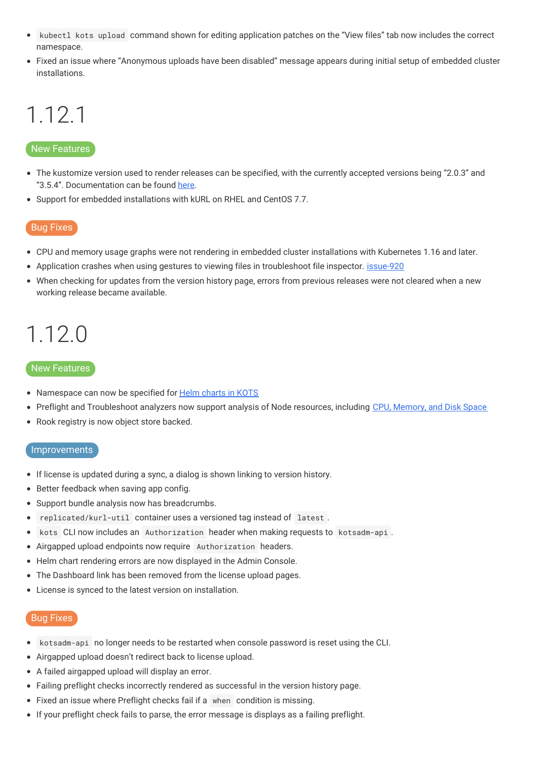- `kubectl kots upload` command shown for editing application patches on the "View files" tab now includes the correct namespace.
- Fixed an issue where "Anonymous uploads have been disabled" message appears during initial setup of embedded cluster installations.

# 1.12.1

## New Features

- The kustomize version used to render releases can be specified, with the currently accepted versions being "2.0.3" and "3.5.4". Documentation can be found here.
- Support for embedded installations with kURL on RHEL and CentOS 7.7.

## Bug Fixes

- CPU and memory usage graphs were not rendering in embedded cluster installations with Kubernetes 1.16 and later.
- Application crashes when using gestures to viewing files in troubleshoot file inspector. issue-920
- When checking for updates from the version history page, errors from previous releases were not cleared when a new working release became available.

# 1.12.0

## New Features

- Namespace can now be specified for Helm charts in KOTS
- Preflight and Troubleshoot analyzers now support analysis of Node resources, including CPU, Memory, and Disk Space
- Rook registry is now object store backed.

## Improvements

- If license is updated during a sync, a dialog is shown linking to version history.
- Better feedback when saving app config.
- Support bundle analysis now has breadcrumbs.
- `replicated/kurl-util` container uses a versioned tag instead of `latest`.
- `kots` CLI now includes an `Authorization` header when making requests to `kotsadm-api`.
- Airgapped upload endpoints now require `Authorization` headers.
- Helm chart rendering errors are now displayed in the Admin Console.
- The Dashboard link has been removed from the license upload pages.
- License is synced to the latest version on installation.

## Bug Fixes

- `kotsadm-api` no longer needs to be restarted when console password is reset using the CLI.
- Airgapped upload doesn't redirect back to license upload.
- A failed airgapped upload will display an error.
- Failing preflight checks incorrectly rendered as successful in the version history page.
- Fixed an issue where Preflight checks fail if a `when` condition is missing.
- If your preflight check fails to parse, the error message is displays as a failing preflight.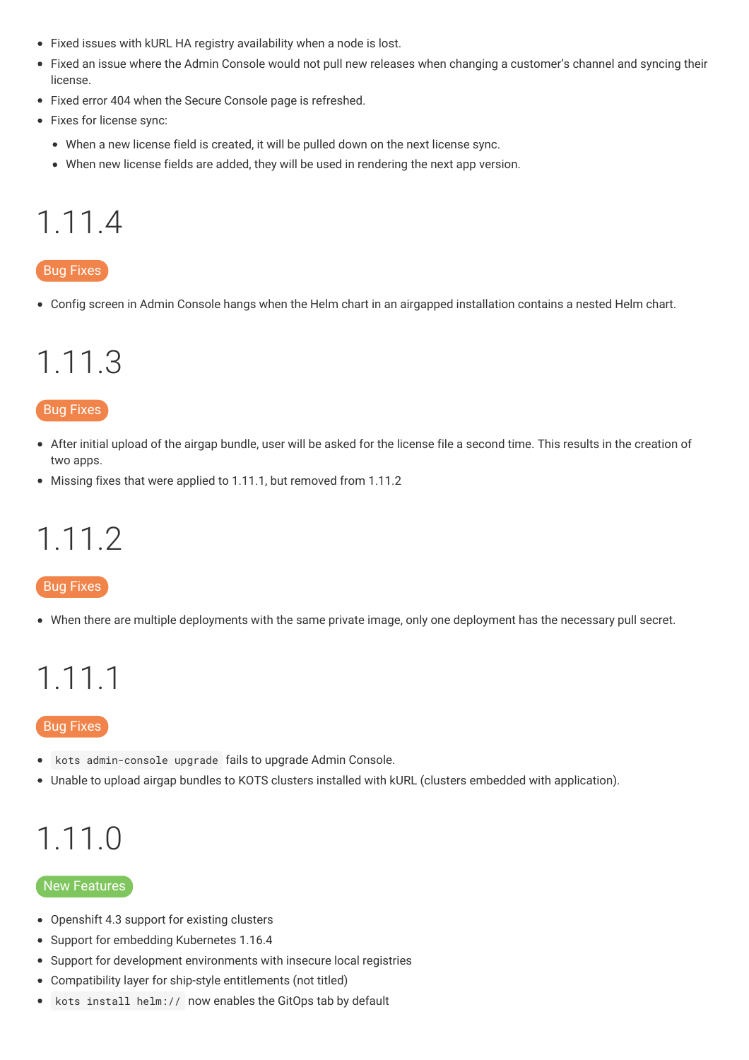- Fixed issues with kURL HA registry availability when a node is lost.
- Fixed an issue where the Admin Console would not pull new releases when changing a customer's channel and syncing their license.
- Fixed error 404 when the Secure Console page is refreshed.
- Fixes for license sync:
  - When a new license field is created, it will be pulled down on the next license sync.
  - When new license fields are added, they will be used in rendering the next app version.

# 1.11.4

**Bug Fixes**

- Config screen in Admin Console hangs when the Helm chart in an airgapped installation contains a nested Helm chart.

# 1.11.3

**Bug Fixes**

- After initial upload of the airgap bundle, user will be asked for the license file a second time. This results in the creation of two apps.
- Missing fixes that were applied to 1.11.1, but removed from 1.11.2

# 1.11.2

**Bug Fixes**

- When there are multiple deployments with the same private image, only one deployment has the necessary pull secret.

# 1.11.1

**Bug Fixes**

- `kots admin-console upgrade` fails to upgrade Admin Console.
- Unable to upload airgap bundles to KOTS clusters installed with kURL (clusters embedded with application).

# 1.11.0

**New Features**

- Openshift 4.3 support for existing clusters
- Support for embedding Kubernetes 1.16.4
- Support for development environments with insecure local registries
- Compatibility layer for ship-style entitlements (not titled)
- `kots install helm://` now enables the GitOps tab by default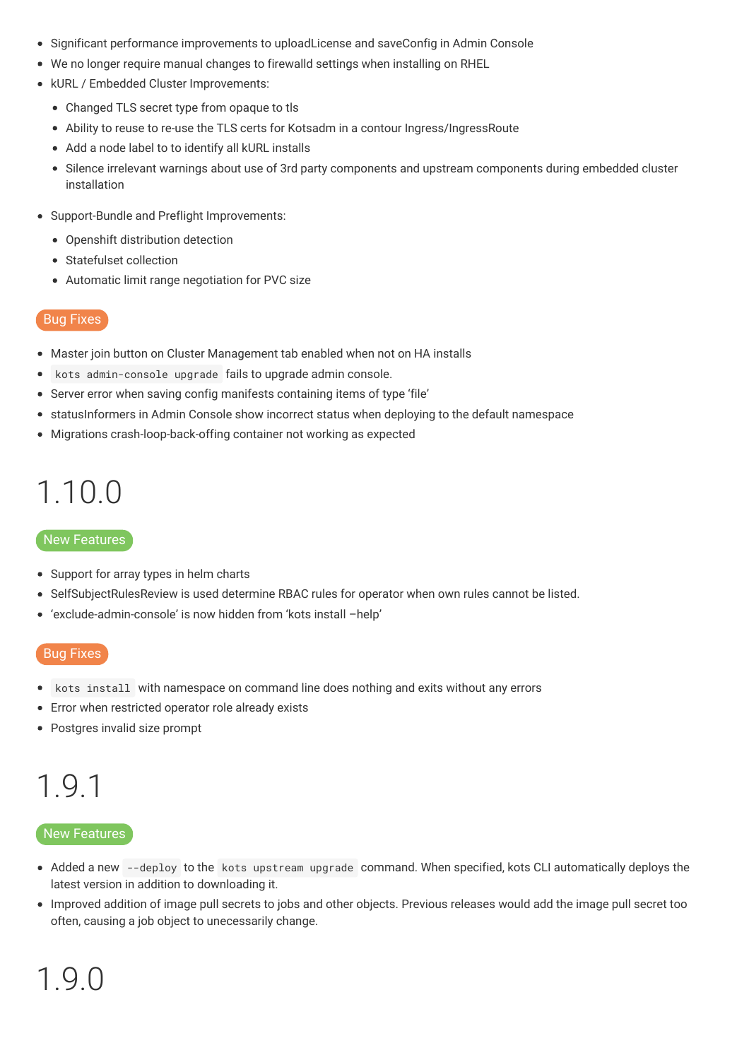- Significant performance improvements to uploadLicense and saveConfig in Admin Console
- We no longer require manual changes to firewalld settings when installing on RHEL
- kURL / Embedded Cluster Improvements:
  - Changed TLS secret type from opaque to tls
  - Ability to reuse to re-use the TLS certs for Kotsadm in a contour Ingress/IngressRoute
  - Add a node label to to identify all kURL installs
  - Silence irrelevant warnings about use of 3rd party components and upstream components during embedded cluster installation
- Support-Bundle and Preflight Improvements:
  - Openshift distribution detection
  - Statefulset collection
  - Automatic limit range negotiation for PVC size

Bug Fixes

- Master join button on Cluster Management tab enabled when not on HA installs
- `kots admin-console upgrade` fails to upgrade admin console.
- Server error when saving config manifests containing items of type 'file'
- statusInformers in Admin Console show incorrect status when deploying to the default namespace
- Migrations crash-loop-back-offing container not working as expected

# 1.10.0

New Features

- Support for array types in helm charts
- SelfSubjectRulesReview is used determine RBAC rules for operator when own rules cannot be listed.
- 'exclude-admin-console' is now hidden from 'kots install –help'

Bug Fixes

- `kots install` with namespace on command line does nothing and exits without any errors
- Error when restricted operator role already exists
- Postgres invalid size prompt

# 1.9.1

New Features

- Added a new `--deploy` to the `kots upstream upgrade` command. When specified, kots CLI automatically deploys the latest version in addition to downloading it.
- Improved addition of image pull secrets to jobs and other objects. Previous releases would add the image pull secret too often, causing a job object to unecessarily change.

# 1.9.0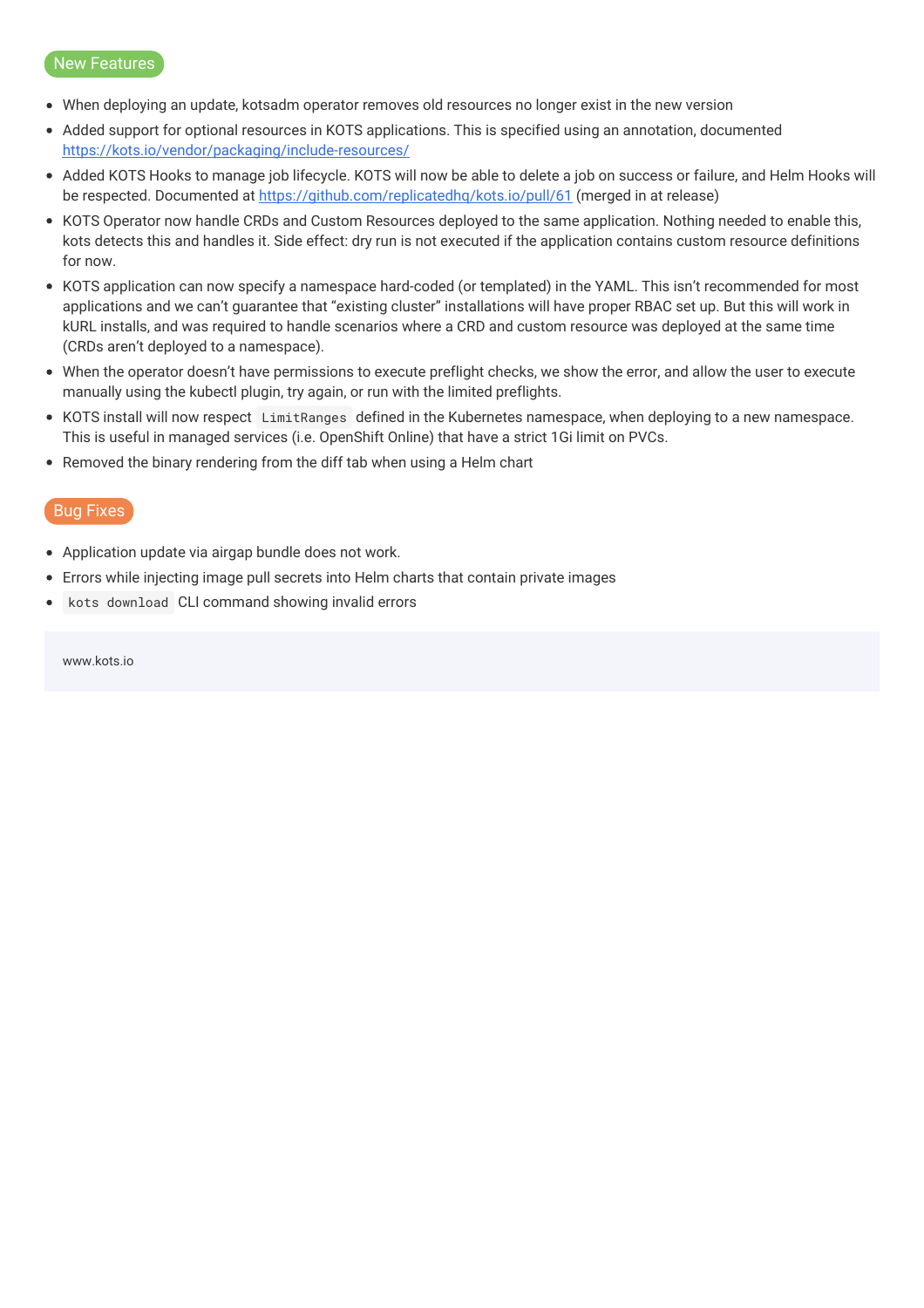New Features

- When deploying an update, kotsadm operator removes old resources no longer exist in the new version
- Added support for optional resources in KOTS applications. This is specified using an annotation, documented [https://kots.io/vendor/packaging/include-resources/](https://kots.io/vendor/packaging/include-resources/)
- Added KOTS Hooks to manage job lifecycle. KOTS will now be able to delete a job on success or failure, and Helm Hooks will be respected. Documented at [https://github.com/replicatedhq/kots.io/pull/61](https://github.com/replicatedhq/kots.io/pull/61) (merged in at release)
- KOTS Operator now handle CRDs and Custom Resources deployed to the same application. Nothing needed to enable this, kots detects this and handles it. Side effect: dry run is not executed if the application contains custom resource definitions for now.
- KOTS application can now specify a namespace hard-coded (or templated) in the YAML. This isn't recommended for most applications and we can't guarantee that "existing cluster" installations will have proper RBAC set up. But this will work in kURL installs, and was required to handle scenarios where a CRD and custom resource was deployed at the same time (CRDs aren't deployed to a namespace).
- When the operator doesn't have permissions to execute preflight checks, we show the error, and allow the user to execute manually using the kubectl plugin, try again, or run with the limited preflights.
- KOTS install will now respect `LimitRanges` defined in the Kubernetes namespace, when deploying to a new namespace. This is useful in managed services (i.e. OpenShift Online) that have a strict 1Gi limit on PVCs.
- Removed the binary rendering from the diff tab when using a Helm chart

Bug Fixes

- Application update via airgap bundle does not work.
- Errors while injecting image pull secrets into Helm charts that contain private images
- `kots download` CLI command showing invalid errors

www.kots.io